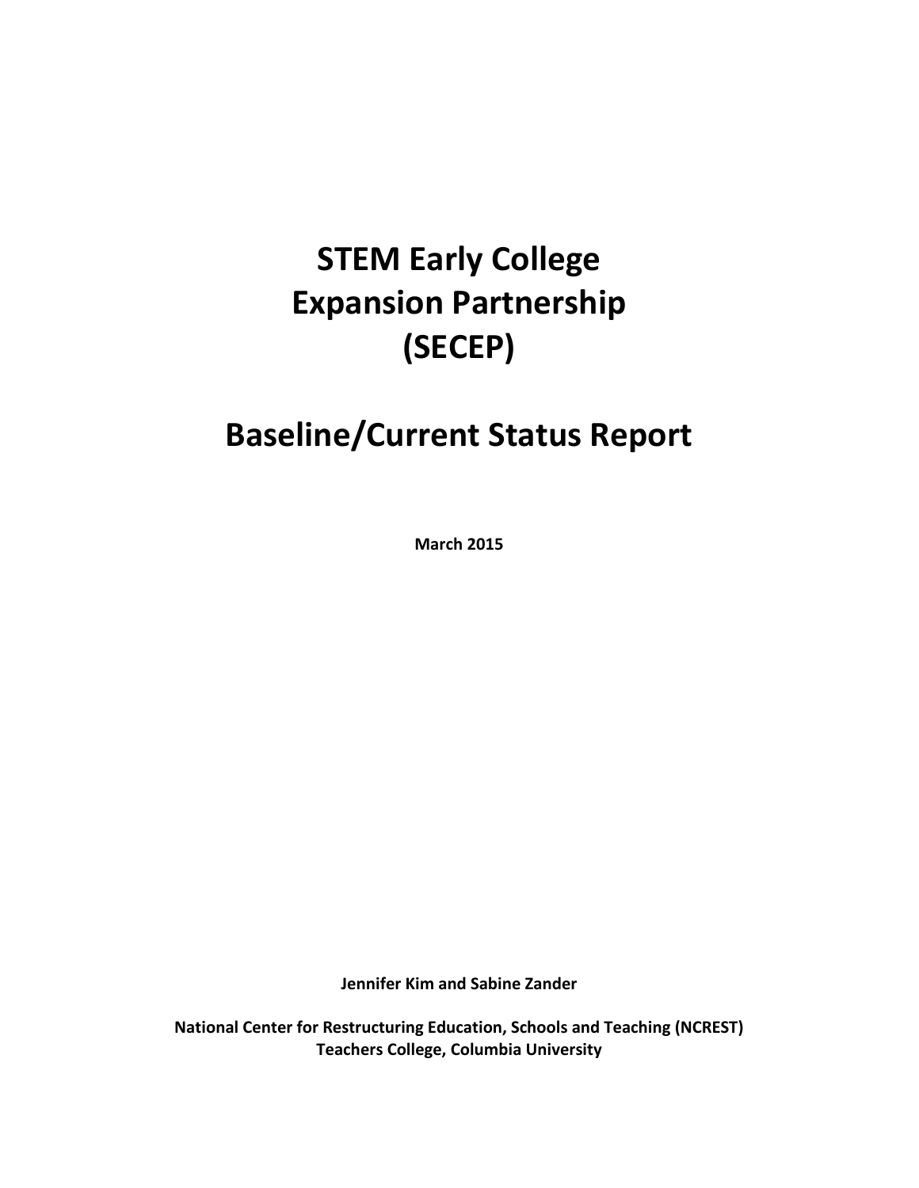# STEM Early College Expansion Partnership (SECEP)

# Baseline/Current Status Report

**March 2015**

**Jennifer Kim and Sabine Zander**

**National Center for Restructuring Education, Schools and Teaching (NCREST)**
**Teachers College, Columbia University**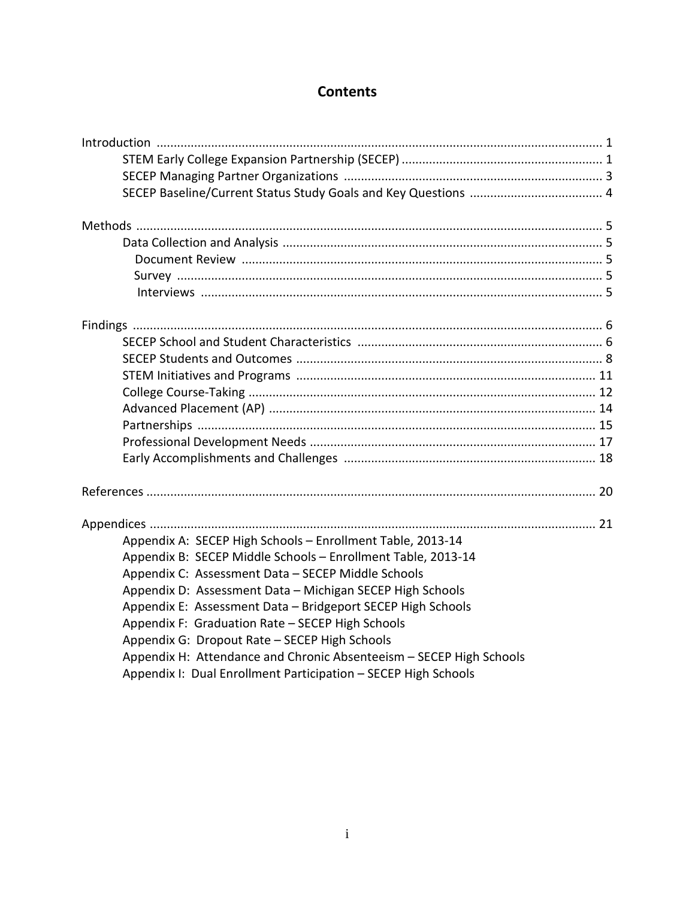# Contents

Introduction ..... 1
- STEM Early College Expansion Partnership (SECEP) ..... 1
- SECEP Managing Partner Organizations ..... 3
- SECEP Baseline/Current Status Study Goals and Key Questions ..... 4

Methods ..... 5
- Data Collection and Analysis ..... 5
  - Document Review ..... 5
  - Survey ..... 5
  - Interviews ..... 5

Findings ..... 6
- SECEP School and Student Characteristics ..... 6
- SECEP Students and Outcomes ..... 8
- STEM Initiatives and Programs ..... 11
- College Course-Taking ..... 12
- Advanced Placement (AP) ..... 14
- Partnerships ..... 15
- Professional Development Needs ..... 17
- Early Accomplishments and Challenges ..... 18

References ..... 20

Appendices ..... 21
- Appendix A: SECEP High Schools – Enrollment Table, 2013-14
- Appendix B: SECEP Middle Schools – Enrollment Table, 2013-14
- Appendix C: Assessment Data – SECEP Middle Schools
- Appendix D: Assessment Data – Michigan SECEP High Schools
- Appendix E: Assessment Data – Bridgeport SECEP High Schools
- Appendix F: Graduation Rate – SECEP High Schools
- Appendix G: Dropout Rate – SECEP High Schools
- Appendix H: Attendance and Chronic Absenteeism – SECEP High Schools
- Appendix I: Dual Enrollment Participation – SECEP High Schools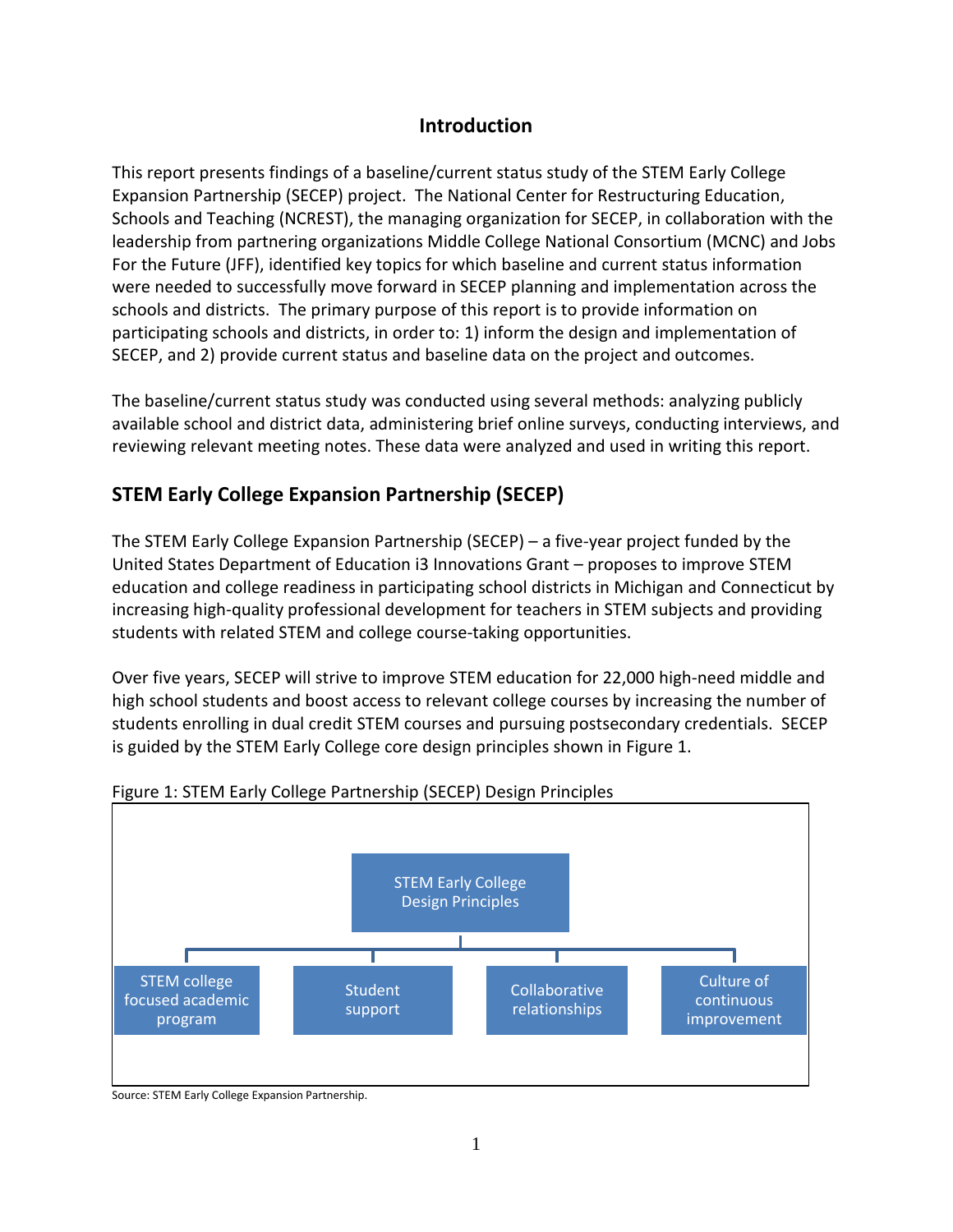## Introduction

This report presents findings of a baseline/current status study of the STEM Early College Expansion Partnership (SECEP) project. The National Center for Restructuring Education, Schools and Teaching (NCREST), the managing organization for SECEP, in collaboration with the leadership from partnering organizations Middle College National Consortium (MCNC) and Jobs For the Future (JFF), identified key topics for which baseline and current status information were needed to successfully move forward in SECEP planning and implementation across the schools and districts. The primary purpose of this report is to provide information on participating schools and districts, in order to: 1) inform the design and implementation of SECEP, and 2) provide current status and baseline data on the project and outcomes.

The baseline/current status study was conducted using several methods: analyzing publicly available school and district data, administering brief online surveys, conducting interviews, and reviewing relevant meeting notes. These data were analyzed and used in writing this report.

## STEM Early College Expansion Partnership (SECEP)

The STEM Early College Expansion Partnership (SECEP) – a five-year project funded by the United States Department of Education i3 Innovations Grant – proposes to improve STEM education and college readiness in participating school districts in Michigan and Connecticut by increasing high-quality professional development for teachers in STEM subjects and providing students with related STEM and college course-taking opportunities.

Over five years, SECEP will strive to improve STEM education for 22,000 high-need middle and high school students and boost access to relevant college courses by increasing the number of students enrolling in dual credit STEM courses and pursuing postsecondary credentials. SECEP is guided by the STEM Early College core design principles shown in Figure 1.

Figure 1: STEM Early College Partnership (SECEP) Design Principles

- STEM Early College Design Principles
  - STEM college focused academic program
  - Student support
  - Collaborative relationships
  - Culture of continuous improvement

Source: STEM Early College Expansion Partnership.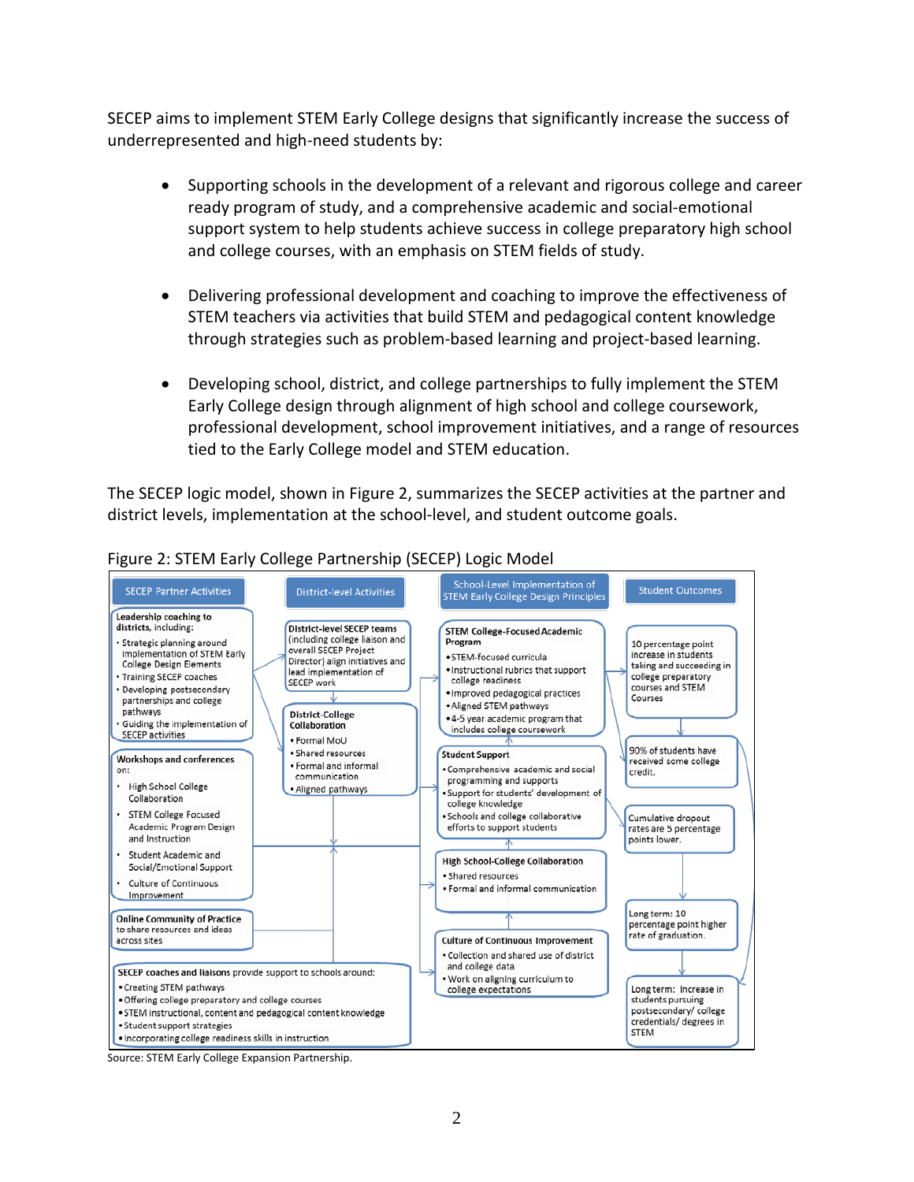SECEP aims to implement STEM Early College designs that significantly increase the success of underrepresented and high-need students by:

- Supporting schools in the development of a relevant and rigorous college and career ready program of study, and a comprehensive academic and social-emotional support system to help students achieve success in college preparatory high school and college courses, with an emphasis on STEM fields of study.

- Delivering professional development and coaching to improve the effectiveness of STEM teachers via activities that build STEM and pedagogical content knowledge through strategies such as problem-based learning and project-based learning.

- Developing school, district, and college partnerships to fully implement the STEM Early College design through alignment of high school and college coursework, professional development, school improvement initiatives, and a range of resources tied to the Early College model and STEM education.

The SECEP logic model, shown in Figure 2, summarizes the SECEP activities at the partner and district levels, implementation at the school-level, and student outcome goals.

Figure 2: STEM Early College Partnership (SECEP) Logic Model

**SECEP Partner Activities**

**Leadership coaching to districts, including:**
- Strategic planning around implementation of STEM Early College Design Elements
- Training SECEP coaches
- Developing postsecondary partnerships and college pathways
- Guiding the implementation of SECEP activities

**Workshops and conferences on:**
- High School College Collaboration
- STEM College Focused Academic Program Design and Instruction
- Student Academic and Social/Emotional Support
- Culture of Continuous Improvement

**Online Community of Practice** to share resources and ideas across sites

**SECEP coaches and liaisons** provide support to schools around:
- Creating STEM pathways
- Offering college preparatory and college courses
- STEM instructional, content and pedagogical content knowledge
- Student support strategies
- Incorporating college readiness skills in instruction

**District-level Activities**

**District-level SECEP teams** (including college liaison and overall SECEP Project Director) align initiatives and lead implementation of SECEP work

**District-College Collaboration**
- Formal MoU
- Shared resources
- Formal and informal communication
- Aligned pathways

**School-Level Implementation of STEM Early College Design Principles**

**STEM College-Focused Academic Program**
- STEM-focused curricula
- Instructional rubrics that support college readiness
- Improved pedagogical practices
- Aligned STEM pathways
- 4-5 year academic program that includes college coursework

**Student Support**
- Comprehensive academic and social programming and supports
- Support for students' development of college knowledge
- Schools and college collaborative efforts to support students

**High School-College Collaboration**
- Shared resources
- Formal and informal communication

**Culture of Continuous Improvement**
- Collection and shared use of district and college data
- Work on aligning curriculum to college expectations

**Student Outcomes**

- 10 percentage point increase in students taking and succeeding in college preparatory courses and STEM Courses
- 90% of students have received some college credit.
- Cumulative dropout rates are 5 percentage points lower.
- Long term: 10 percentage point higher rate of graduation.
- Long term: Increase in students pursuing postsecondary/ college credentials/ degrees in STEM

Source: STEM Early College Expansion Partnership.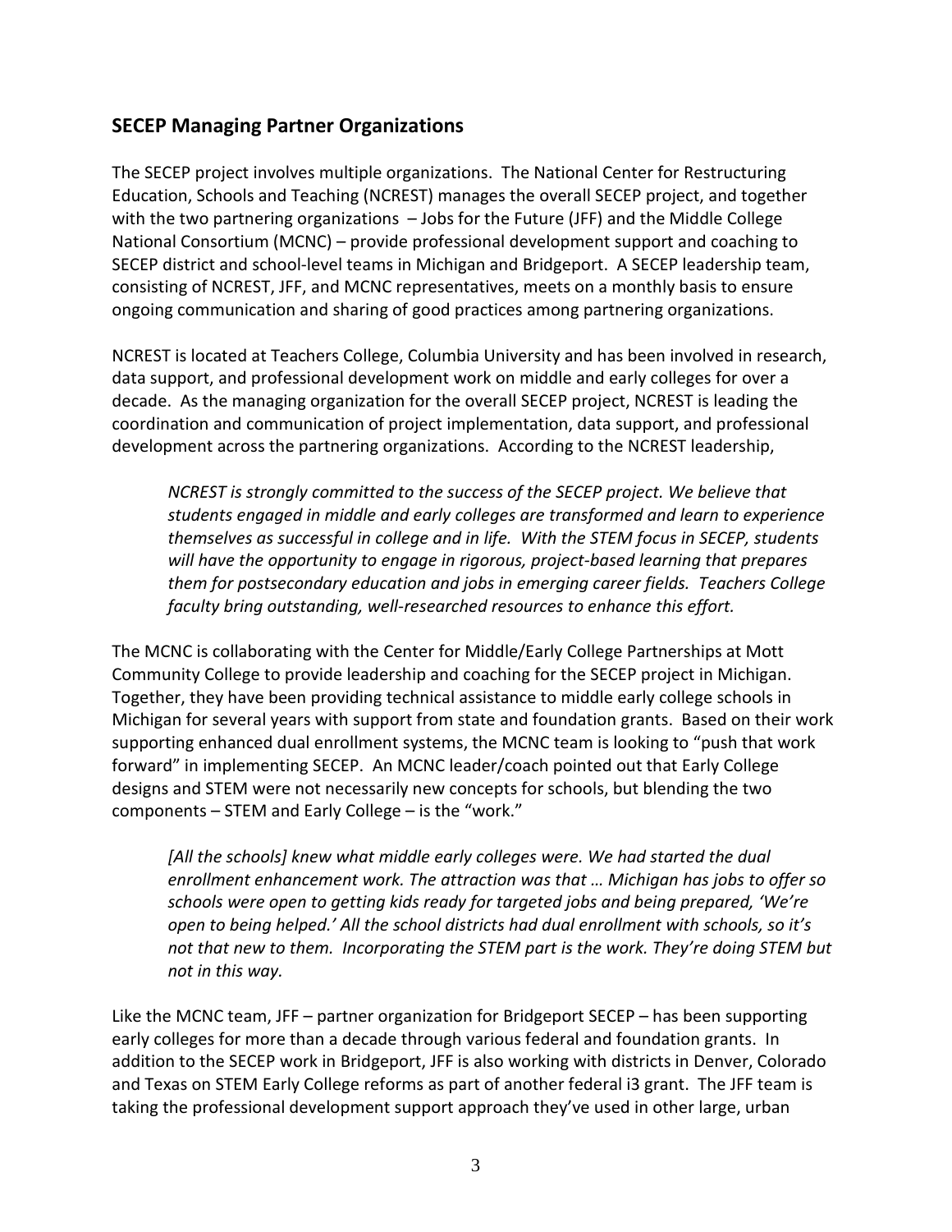## SECEP Managing Partner Organizations

The SECEP project involves multiple organizations. The National Center for Restructuring Education, Schools and Teaching (NCREST) manages the overall SECEP project, and together with the two partnering organizations – Jobs for the Future (JFF) and the Middle College National Consortium (MCNC) – provide professional development support and coaching to SECEP district and school-level teams in Michigan and Bridgeport. A SECEP leadership team, consisting of NCREST, JFF, and MCNC representatives, meets on a monthly basis to ensure ongoing communication and sharing of good practices among partnering organizations.

NCREST is located at Teachers College, Columbia University and has been involved in research, data support, and professional development work on middle and early colleges for over a decade. As the managing organization for the overall SECEP project, NCREST is leading the coordination and communication of project implementation, data support, and professional development across the partnering organizations. According to the NCREST leadership,

> *NCREST is strongly committed to the success of the SECEP project. We believe that students engaged in middle and early colleges are transformed and learn to experience themselves as successful in college and in life. With the STEM focus in SECEP, students will have the opportunity to engage in rigorous, project-based learning that prepares them for postsecondary education and jobs in emerging career fields. Teachers College faculty bring outstanding, well-researched resources to enhance this effort.*

The MCNC is collaborating with the Center for Middle/Early College Partnerships at Mott Community College to provide leadership and coaching for the SECEP project in Michigan. Together, they have been providing technical assistance to middle early college schools in Michigan for several years with support from state and foundation grants. Based on their work supporting enhanced dual enrollment systems, the MCNC team is looking to "push that work forward" in implementing SECEP. An MCNC leader/coach pointed out that Early College designs and STEM were not necessarily new concepts for schools, but blending the two components – STEM and Early College – is the "work."

> *[All the schools] knew what middle early colleges were. We had started the dual enrollment enhancement work. The attraction was that … Michigan has jobs to offer so schools were open to getting kids ready for targeted jobs and being prepared, 'We're open to being helped.' All the school districts had dual enrollment with schools, so it's not that new to them. Incorporating the STEM part is the work. They're doing STEM but not in this way.*

Like the MCNC team, JFF – partner organization for Bridgeport SECEP – has been supporting early colleges for more than a decade through various federal and foundation grants. In addition to the SECEP work in Bridgeport, JFF is also working with districts in Denver, Colorado and Texas on STEM Early College reforms as part of another federal i3 grant. The JFF team is taking the professional development support approach they've used in other large, urban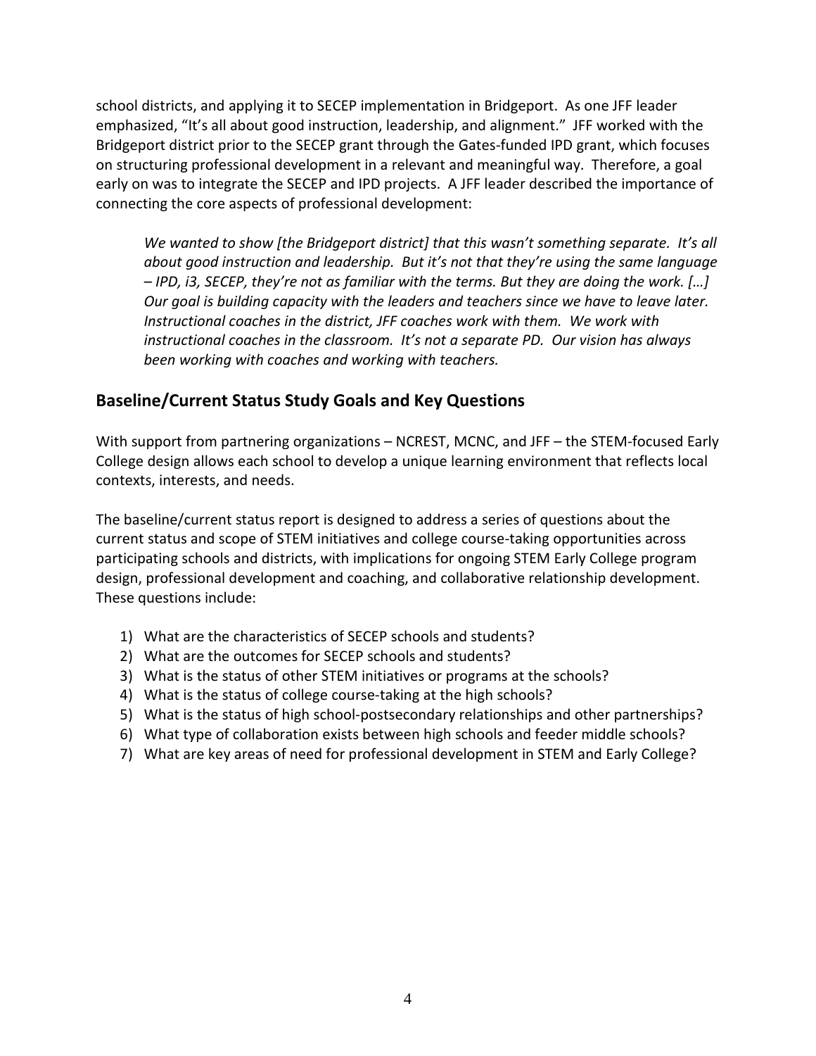school districts, and applying it to SECEP implementation in Bridgeport. As one JFF leader emphasized, "It's all about good instruction, leadership, and alignment." JFF worked with the Bridgeport district prior to the SECEP grant through the Gates-funded IPD grant, which focuses on structuring professional development in a relevant and meaningful way. Therefore, a goal early on was to integrate the SECEP and IPD projects. A JFF leader described the importance of connecting the core aspects of professional development:

> *We wanted to show [the Bridgeport district] that this wasn't something separate. It's all about good instruction and leadership. But it's not that they're using the same language – IPD, i3, SECEP, they're not as familiar with the terms. But they are doing the work. […] Our goal is building capacity with the leaders and teachers since we have to leave later. Instructional coaches in the district, JFF coaches work with them. We work with instructional coaches in the classroom. It's not a separate PD. Our vision has always been working with coaches and working with teachers.*

## Baseline/Current Status Study Goals and Key Questions

With support from partnering organizations – NCREST, MCNC, and JFF – the STEM-focused Early College design allows each school to develop a unique learning environment that reflects local contexts, interests, and needs.

The baseline/current status report is designed to address a series of questions about the current status and scope of STEM initiatives and college course-taking opportunities across participating schools and districts, with implications for ongoing STEM Early College program design, professional development and coaching, and collaborative relationship development. These questions include:

1) What are the characteristics of SECEP schools and students?
2) What are the outcomes for SECEP schools and students?
3) What is the status of other STEM initiatives or programs at the schools?
4) What is the status of college course-taking at the high schools?
5) What is the status of high school-postsecondary relationships and other partnerships?
6) What type of collaboration exists between high schools and feeder middle schools?
7) What are key areas of need for professional development in STEM and Early College?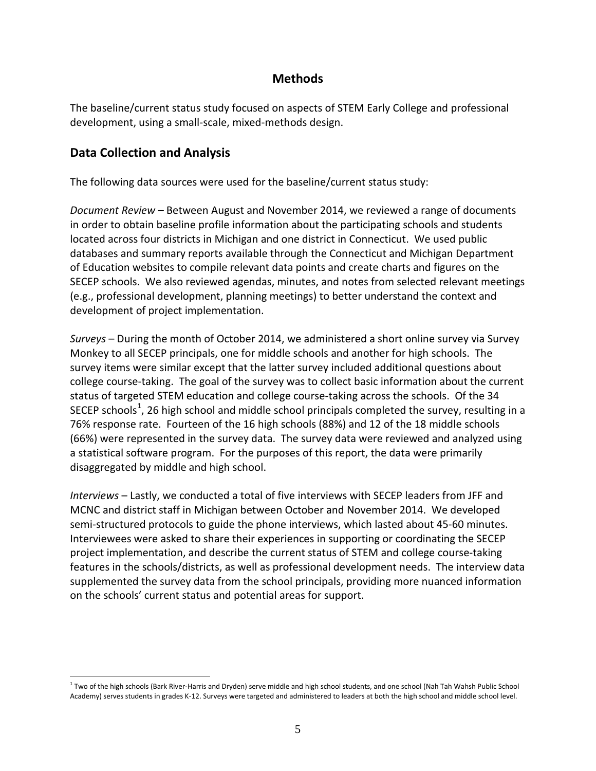# Methods

The baseline/current status study focused on aspects of STEM Early College and professional development, using a small-scale, mixed-methods design.

## Data Collection and Analysis

The following data sources were used for the baseline/current status study:

*Document Review* – Between August and November 2014, we reviewed a range of documents in order to obtain baseline profile information about the participating schools and students located across four districts in Michigan and one district in Connecticut. We used public databases and summary reports available through the Connecticut and Michigan Department of Education websites to compile relevant data points and create charts and figures on the SECEP schools. We also reviewed agendas, minutes, and notes from selected relevant meetings (e.g., professional development, planning meetings) to better understand the context and development of project implementation.

*Surveys* – During the month of October 2014, we administered a short online survey via Survey Monkey to all SECEP principals, one for middle schools and another for high schools. The survey items were similar except that the latter survey included additional questions about college course-taking. The goal of the survey was to collect basic information about the current status of targeted STEM education and college course-taking across the schools. Of the 34 SECEP schools[1], 26 high school and middle school principals completed the survey, resulting in a 76% response rate. Fourteen of the 16 high schools (88%) and 12 of the 18 middle schools (66%) were represented in the survey data. The survey data were reviewed and analyzed using a statistical software program. For the purposes of this report, the data were primarily disaggregated by middle and high school.

*Interviews* – Lastly, we conducted a total of five interviews with SECEP leaders from JFF and MCNC and district staff in Michigan between October and November 2014. We developed semi-structured protocols to guide the phone interviews, which lasted about 45-60 minutes. Interviewees were asked to share their experiences in supporting or coordinating the SECEP project implementation, and describe the current status of STEM and college course-taking features in the schools/districts, as well as professional development needs. The interview data supplemented the survey data from the school principals, providing more nuanced information on the schools' current status and potential areas for support.

[1] Two of the high schools (Bark River-Harris and Dryden) serve middle and high school students, and one school (Nah Tah Wahsh Public School Academy) serves students in grades K-12. Surveys were targeted and administered to leaders at both the high school and middle school level.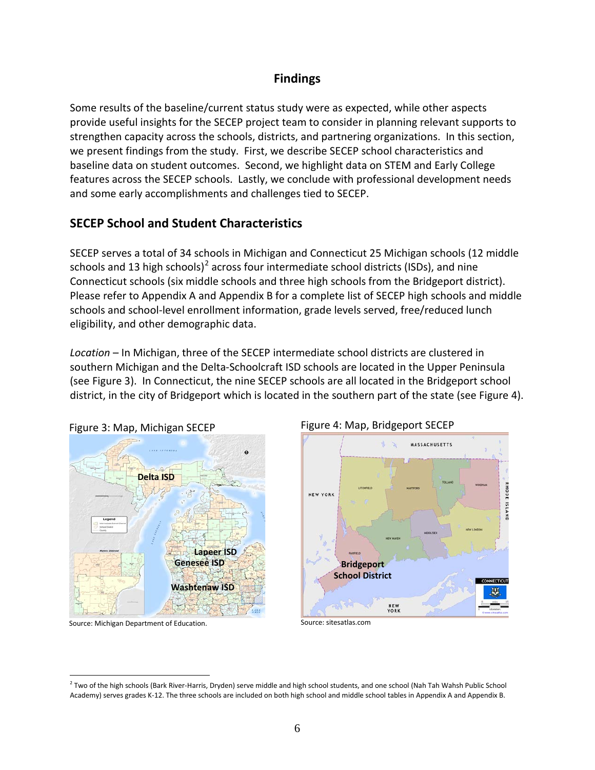# Findings

Some results of the baseline/current status study were as expected, while other aspects provide useful insights for the SECEP project team to consider in planning relevant supports to strengthen capacity across the schools, districts, and partnering organizations. In this section, we present findings from the study. First, we describe SECEP school characteristics and baseline data on student outcomes. Second, we highlight data on STEM and Early College features across the SECEP schools. Lastly, we conclude with professional development needs and some early accomplishments and challenges tied to SECEP.

## SECEP School and Student Characteristics

SECEP serves a total of 34 schools in Michigan and Connecticut 25 Michigan schools (12 middle schools and 13 high schools)[2] across four intermediate school districts (ISDs), and nine Connecticut schools (six middle schools and three high schools from the Bridgeport district). Please refer to Appendix A and Appendix B for a complete list of SECEP high schools and middle schools and school-level enrollment information, grade levels served, free/reduced lunch eligibility, and other demographic data.

*Location* – In Michigan, three of the SECEP intermediate school districts are clustered in southern Michigan and the Delta-Schoolcraft ISD schools are located in the Upper Peninsula (see Figure 3). In Connecticut, the nine SECEP schools are all located in the Bridgeport school district, in the city of Bridgeport which is located in the southern part of the state (see Figure 4).

Figure 3: Map, Michigan SECEP

Delta ISD, Lapeer ISD, Genesee ISD, Washtenaw ISD

Source: Michigan Department of Education.

Figure 4: Map, Bridgeport SECEP

Bridgeport School District

Source: sitesatlas.com

[2] Two of the high schools (Bark River-Harris, Dryden) serve middle and high school students, and one school (Nah Tah Wahsh Public School Academy) serves grades K-12. The three schools are included on both high school and middle school tables in Appendix A and Appendix B.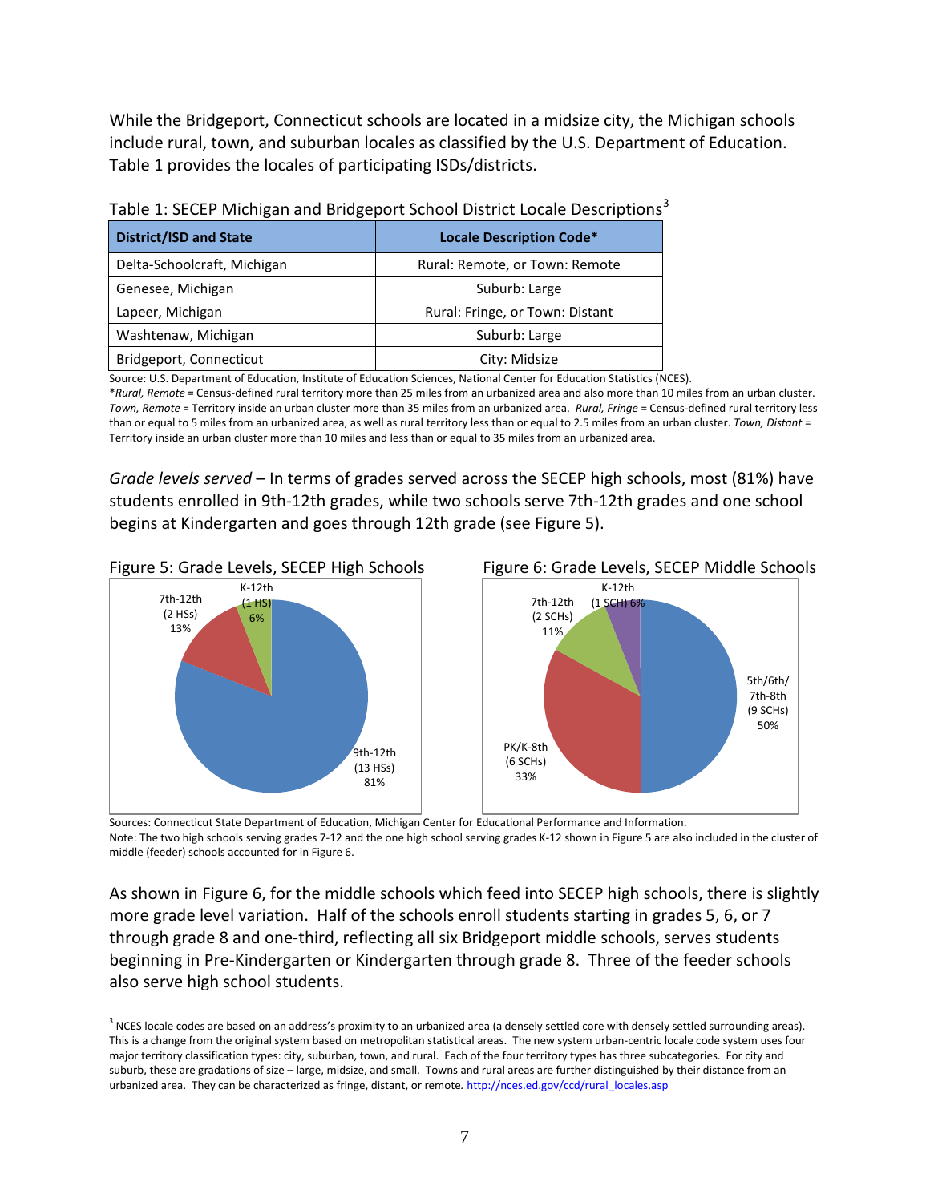While the Bridgeport, Connecticut schools are located in a midsize city, the Michigan schools include rural, town, and suburban locales as classified by the U.S. Department of Education. Table 1 provides the locales of participating ISDs/districts.

Table 1: SECEP Michigan and Bridgeport School District Locale Descriptions[3]

| District/ISD and State | Locale Description Code* |
|---|---|
| Delta-Schoolcraft, Michigan | Rural: Remote, or Town: Remote |
| Genesee, Michigan | Suburb: Large |
| Lapeer, Michigan | Rural: Fringe, or Town: Distant |
| Washtenaw, Michigan | Suburb: Large |
| Bridgeport, Connecticut | City: Midsize |

Source: U.S. Department of Education, Institute of Education Sciences, National Center for Education Statistics (NCES).
**Rural, Remote* = Census-defined rural territory more than 25 miles from an urbanized area and also more than 10 miles from an urban cluster. *Town, Remote* = Territory inside an urban cluster more than 35 miles from an urbanized area. *Rural, Fringe* = Census-defined rural territory less than or equal to 5 miles from an urbanized area, as well as rural territory less than or equal to 2.5 miles from an urban cluster. *Town, Distant* = Territory inside an urban cluster more than 10 miles and less than or equal to 35 miles from an urbanized area.

*Grade levels served* – In terms of grades served across the SECEP high schools, most (81%) have students enrolled in 9th-12th grades, while two schools serve 7th-12th grades and one school begins at Kindergarten and goes through 12th grade (see Figure 5).

Figure 5: Grade Levels, SECEP High Schools

- 9th-12th (13 HSs) 81%
- 7th-12th (2 HSs) 13%
- K-12th (1 HS) 6%

Figure 6: Grade Levels, SECEP Middle Schools

- 5th/6th/7th-8th (9 SCHs) 50%
- PK/K-8th (6 SCHs) 33%
- 7th-12th (2 SCHs) 11%
- K-12th (1 SCH) 6%

Sources: Connecticut State Department of Education, Michigan Center for Educational Performance and Information.
Note: The two high schools serving grades 7-12 and the one high school serving grades K-12 shown in Figure 5 are also included in the cluster of middle (feeder) schools accounted for in Figure 6.

As shown in Figure 6, for the middle schools which feed into SECEP high schools, there is slightly more grade level variation. Half of the schools enroll students starting in grades 5, 6, or 7 through grade 8 and one-third, reflecting all six Bridgeport middle schools, serves students beginning in Pre-Kindergarten or Kindergarten through grade 8. Three of the feeder schools also serve high school students.

[3] NCES locale codes are based on an address's proximity to an urbanized area (a densely settled core with densely settled surrounding areas). This is a change from the original system based on metropolitan statistical areas. The new system urban-centric locale code system uses four major territory classification types: city, suburban, town, and rural. Each of the four territory types has three subcategories. For city and suburb, these are gradations of size – large, midsize, and small. Towns and rural areas are further distinguished by their distance from an urbanized area. They can be characterized as fringe, distant, or remote. http://nces.ed.gov/ccd/rural_locales.asp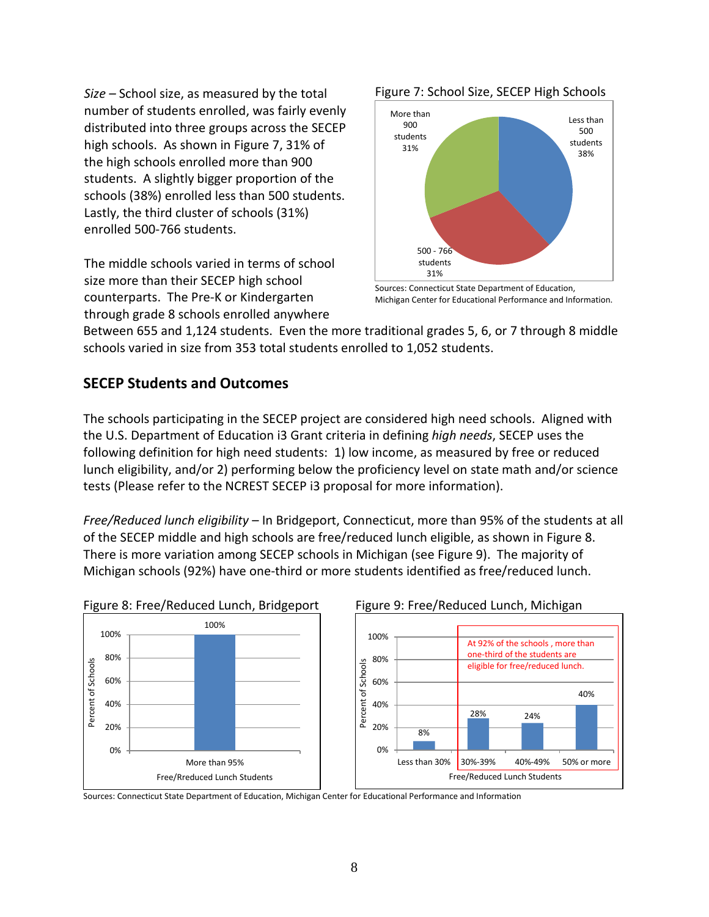*Size* – School size, as measured by the total number of students enrolled, was fairly evenly distributed into three groups across the SECEP high schools. As shown in Figure 7, 31% of the high schools enrolled more than 900 students. A slightly bigger proportion of the schools (38%) enrolled less than 500 students. Lastly, the third cluster of schools (31%) enrolled 500-766 students.

Figure 7: School Size, SECEP High Schools

| School Size | Percent |
|---|---|
| Less than 500 students | 38% |
| 500 - 766 students | 31% |
| More than 900 students | 31% |

Sources: Connecticut State Department of Education, Michigan Center for Educational Performance and Information.

The middle schools varied in terms of school size more than their SECEP high school counterparts. The Pre-K or Kindergarten through grade 8 schools enrolled anywhere Between 655 and 1,124 students. Even the more traditional grades 5, 6, or 7 through 8 middle schools varied in size from 353 total students enrolled to 1,052 students.

## SECEP Students and Outcomes

The schools participating in the SECEP project are considered high need schools. Aligned with the U.S. Department of Education i3 Grant criteria in defining *high needs*, SECEP uses the following definition for high need students: 1) low income, as measured by free or reduced lunch eligibility, and/or 2) performing below the proficiency level on state math and/or science tests (Please refer to the NCREST SECEP i3 proposal for more information).

*Free/Reduced lunch eligibility* – In Bridgeport, Connecticut, more than 95% of the students at all of the SECEP middle and high schools are free/reduced lunch eligible, as shown in Figure 8. There is more variation among SECEP schools in Michigan (see Figure 9). The majority of Michigan schools (92%) have one-third or more students identified as free/reduced lunch.

Figure 8: Free/Reduced Lunch, Bridgeport

| Free/Rreduced Lunch Students | Percent of Schools |
|---|---|
| More than 95% | 100% |

Figure 9: Free/Reduced Lunch, Michigan

| Free/Reduced Lunch Students | Percent of Schools |
|---|---|
| Less than 30% | 8% |
| 30%-39% | 28% |
| 40%-49% | 24% |
| 50% or more | 40% |

At 92% of the schools , more than one-third of the students are eligible for free/reduced lunch.

Sources: Connecticut State Department of Education, Michigan Center for Educational Performance and Information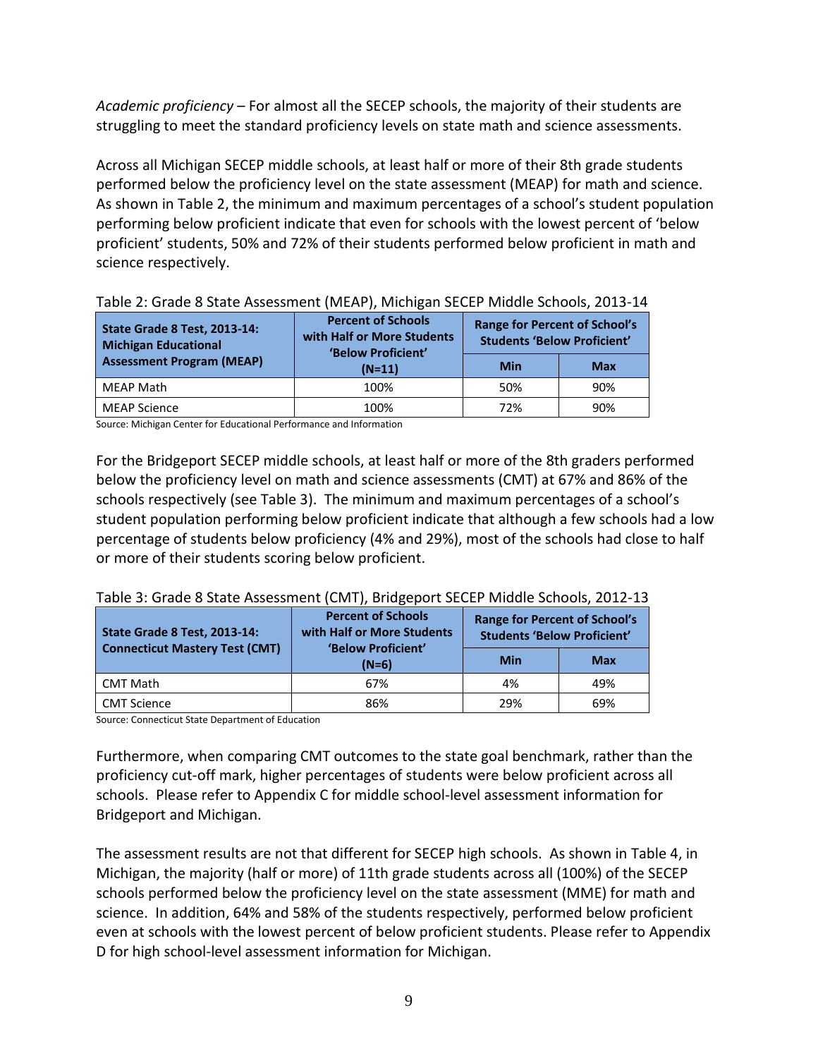*Academic proficiency* – For almost all the SECEP schools, the majority of their students are struggling to meet the standard proficiency levels on state math and science assessments.

Across all Michigan SECEP middle schools, at least half or more of their 8th grade students performed below the proficiency level on the state assessment (MEAP) for math and science. As shown in Table 2, the minimum and maximum percentages of a school's student population performing below proficient indicate that even for schools with the lowest percent of 'below proficient' students, 50% and 72% of their students performed below proficient in math and science respectively.

Table 2: Grade 8 State Assessment (MEAP), Michigan SECEP Middle Schools, 2013-14

| State Grade 8 Test, 2013-14: Michigan Educational Assessment Program (MEAP) | Percent of Schools with Half or More Students 'Below Proficient' (N=11) | Range for Percent of School's Students 'Below Proficient' | |
|---|---|---|---|
| | | Min | Max |
| MEAP Math | 100% | 50% | 90% |
| MEAP Science | 100% | 72% | 90% |

Source: Michigan Center for Educational Performance and Information

For the Bridgeport SECEP middle schools, at least half or more of the 8th graders performed below the proficiency level on math and science assessments (CMT) at 67% and 86% of the schools respectively (see Table 3). The minimum and maximum percentages of a school's student population performing below proficient indicate that although a few schools had a low percentage of students below proficiency (4% and 29%), most of the schools had close to half or more of their students scoring below proficient.

Table 3: Grade 8 State Assessment (CMT), Bridgeport SECEP Middle Schools, 2012-13

| State Grade 8 Test, 2013-14: Connecticut Mastery Test (CMT) | Percent of Schools with Half or More Students 'Below Proficient' (N=6) | Range for Percent of School's Students 'Below Proficient' | |
|---|---|---|---|
| | | Min | Max |
| CMT Math | 67% | 4% | 49% |
| CMT Science | 86% | 29% | 69% |

Source: Connecticut State Department of Education

Furthermore, when comparing CMT outcomes to the state goal benchmark, rather than the proficiency cut-off mark, higher percentages of students were below proficient across all schools. Please refer to Appendix C for middle school-level assessment information for Bridgeport and Michigan.

The assessment results are not that different for SECEP high schools. As shown in Table 4, in Michigan, the majority (half or more) of 11th grade students across all (100%) of the SECEP schools performed below the proficiency level on the state assessment (MME) for math and science. In addition, 64% and 58% of the students respectively, performed below proficient even at schools with the lowest percent of below proficient students. Please refer to Appendix D for high school-level assessment information for Michigan.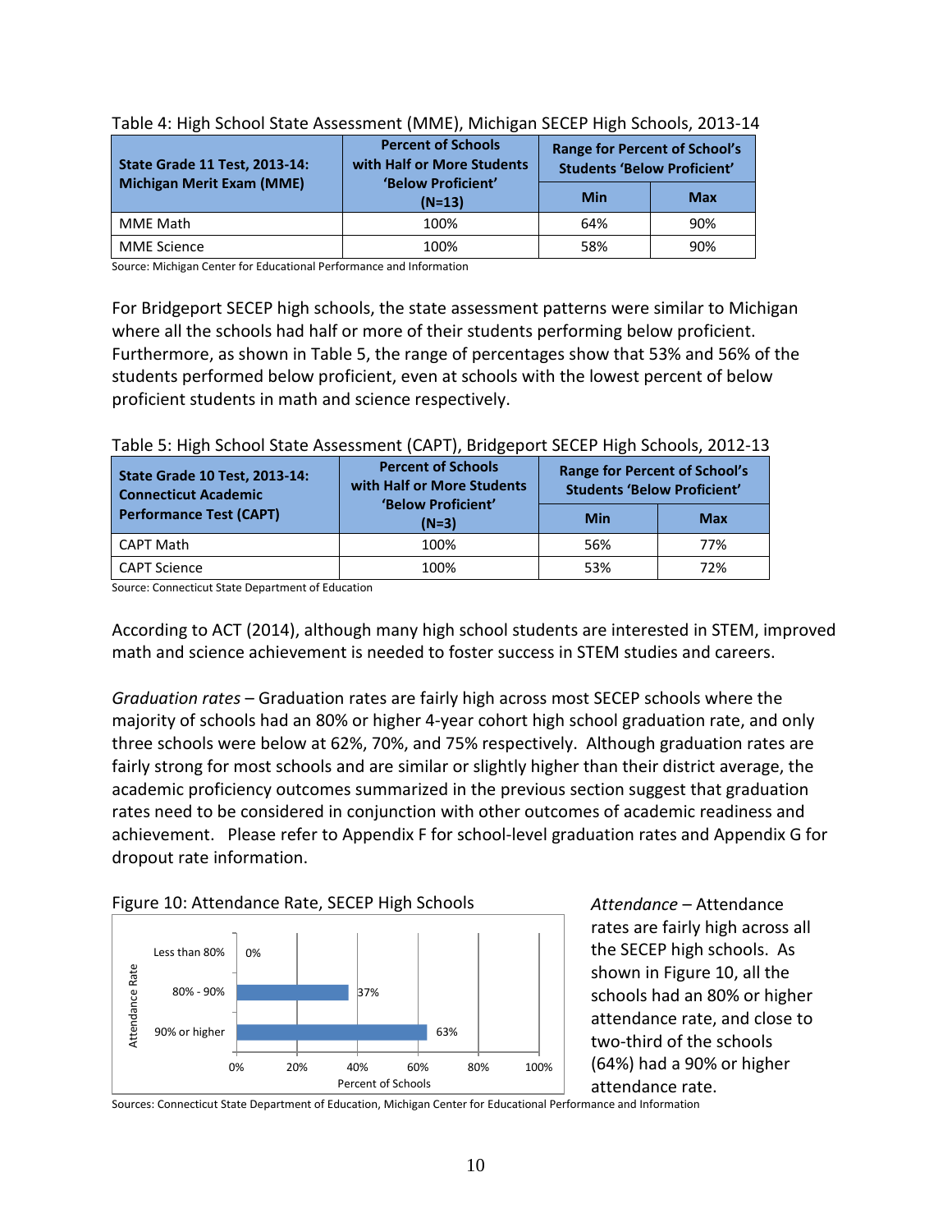Table 4: High School State Assessment (MME), Michigan SECEP High Schools, 2013-14

| State Grade 11 Test, 2013-14: Michigan Merit Exam (MME) | Percent of Schools with Half or More Students 'Below Proficient' (N=13) | Range for Percent of School's Students 'Below Proficient' | |
|---|---|---|---|
| | | Min | Max |
| MME Math | 100% | 64% | 90% |
| MME Science | 100% | 58% | 90% |

Source: Michigan Center for Educational Performance and Information

For Bridgeport SECEP high schools, the state assessment patterns were similar to Michigan where all the schools had half or more of their students performing below proficient. Furthermore, as shown in Table 5, the range of percentages show that 53% and 56% of the students performed below proficient, even at schools with the lowest percent of below proficient students in math and science respectively.

Table 5: High School State Assessment (CAPT), Bridgeport SECEP High Schools, 2012-13

| State Grade 10 Test, 2013-14: Connecticut Academic Performance Test (CAPT) | Percent of Schools with Half or More Students 'Below Proficient' (N=3) | Range for Percent of School's Students 'Below Proficient' | |
|---|---|---|---|
| | | Min | Max |
| CAPT Math | 100% | 56% | 77% |
| CAPT Science | 100% | 53% | 72% |

Source: Connecticut State Department of Education

According to ACT (2014), although many high school students are interested in STEM, improved math and science achievement is needed to foster success in STEM studies and careers.

*Graduation rates* – Graduation rates are fairly high across most SECEP schools where the majority of schools had an 80% or higher 4-year cohort high school graduation rate, and only three schools were below at 62%, 70%, and 75% respectively. Although graduation rates are fairly strong for most schools and are similar or slightly higher than their district average, the academic proficiency outcomes summarized in the previous section suggest that graduation rates need to be considered in conjunction with other outcomes of academic readiness and achievement. Please refer to Appendix F for school-level graduation rates and Appendix G for dropout rate information.

Figure 10: Attendance Rate, SECEP High Schools

| Attendance Rate | Percent of Schools |
|---|---|
| Less than 80% | 0% |
| 80% - 90% | 37% |
| 90% or higher | 63% |

Sources: Connecticut State Department of Education, Michigan Center for Educational Performance and Information

*Attendance* – Attendance rates are fairly high across all the SECEP high schools. As shown in Figure 10, all the schools had an 80% or higher attendance rate, and close to two-third of the schools (64%) had a 90% or higher attendance rate.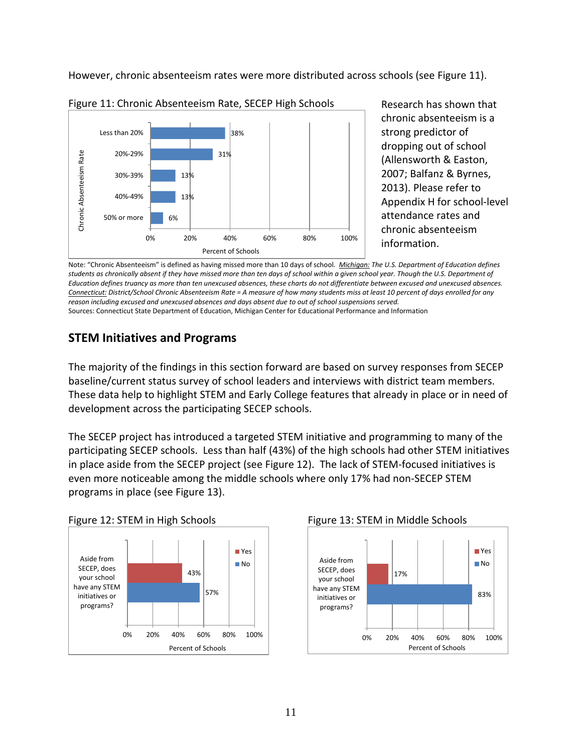However, chronic absenteeism rates were more distributed across schools (see Figure 11).

Figure 11: Chronic Absenteeism Rate, SECEP High Schools

| Chronic Absenteeism Rate | Percent of Schools |
|---|---|
| Less than 20% | 38% |
| 20%-29% | 31% |
| 30%-39% | 13% |
| 40%-49% | 13% |
| 50% or more | 6% |

Research has shown that chronic absenteeism is a strong predictor of dropping out of school (Allensworth & Easton, 2007; Balfanz & Byrnes, 2013). Please refer to Appendix H for school-level attendance rates and chronic absenteeism information.

Note: "Chronic Absenteeism" is defined as having missed more than 10 days of school. *Michigan: The U.S. Department of Education defines students as chronically absent if they have missed more than ten days of school within a given school year. Though the U.S. Department of Education defines truancy as more than ten unexcused absences, these charts do not differentiate between excused and unexcused absences. Connecticut: District/School Chronic Absenteeism Rate = A measure of how many students miss at least 10 percent of days enrolled for any reason including excused and unexcused absences and days absent due to out of school suspensions served.*
Sources: Connecticut State Department of Education, Michigan Center for Educational Performance and Information

## STEM Initiatives and Programs

The majority of the findings in this section forward are based on survey responses from SECEP baseline/current status survey of school leaders and interviews with district team members. These data help to highlight STEM and Early College features that already in place or in need of development across the participating SECEP schools.

The SECEP project has introduced a targeted STEM initiative and programming to many of the participating SECEP schools. Less than half (43%) of the high schools had other STEM initiatives in place aside from the SECEP project (see Figure 12). The lack of STEM-focused initiatives is even more noticeable among the middle schools where only 17% had non-SECEP STEM programs in place (see Figure 13).

Figure 12: STEM in High Schools

| Aside from SECEP, does your school have any STEM initiatives or programs? | Percent of Schools |
|---|---|
| Yes | 43% |
| No | 57% |

Figure 13: STEM in Middle Schools

| Aside from SECEP, does your school have any STEM initiatives or programs? | Percent of Schools |
|---|---|
| Yes | 17% |
| No | 83% |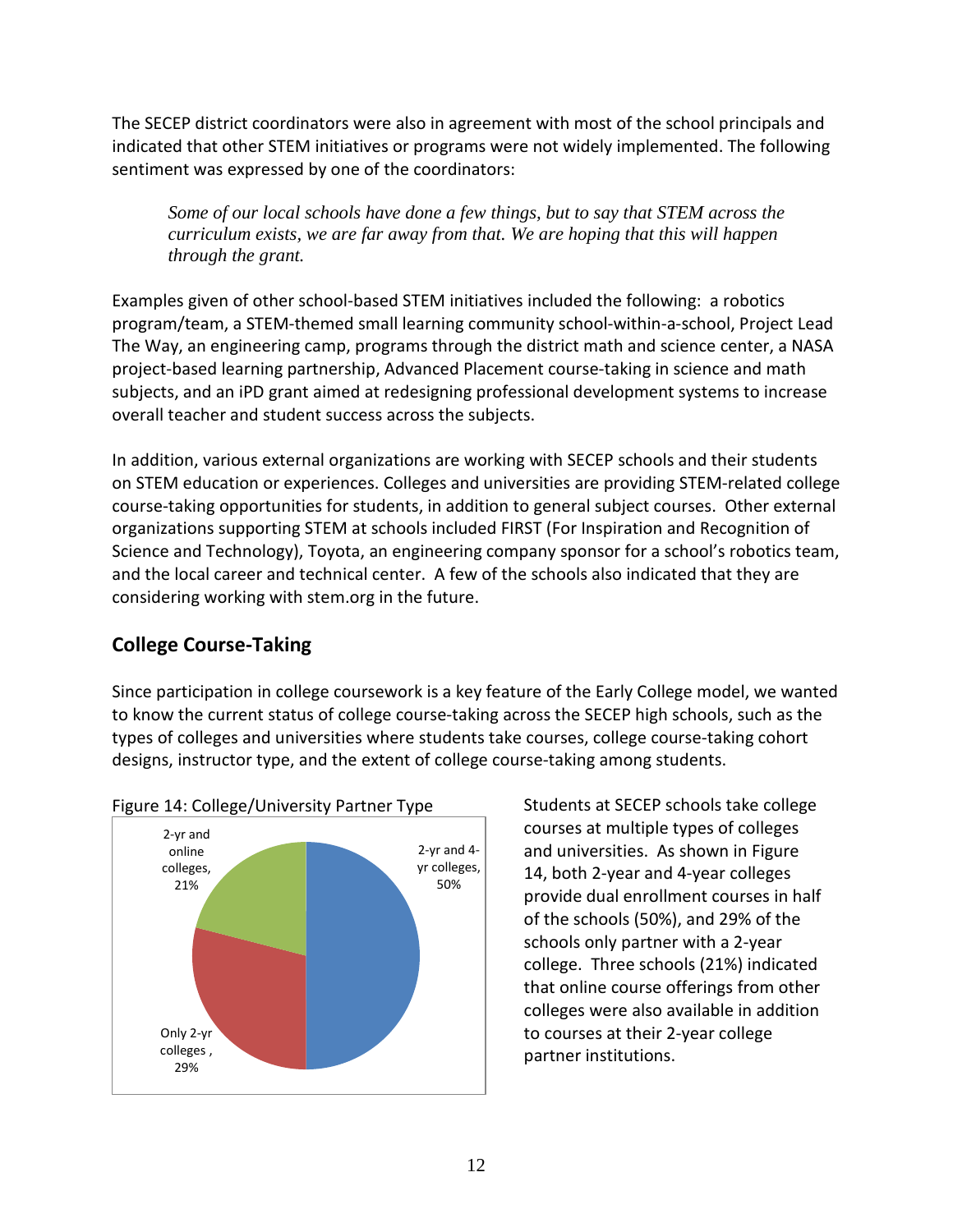The SECEP district coordinators were also in agreement with most of the school principals and indicated that other STEM initiatives or programs were not widely implemented. The following sentiment was expressed by one of the coordinators:

> *Some of our local schools have done a few things, but to say that STEM across the curriculum exists, we are far away from that. We are hoping that this will happen through the grant.*

Examples given of other school-based STEM initiatives included the following: a robotics program/team, a STEM-themed small learning community school-within-a-school, Project Lead The Way, an engineering camp, programs through the district math and science center, a NASA project-based learning partnership, Advanced Placement course-taking in science and math subjects, and an iPD grant aimed at redesigning professional development systems to increase overall teacher and student success across the subjects.

In addition, various external organizations are working with SECEP schools and their students on STEM education or experiences. Colleges and universities are providing STEM-related college course-taking opportunities for students, in addition to general subject courses. Other external organizations supporting STEM at schools included FIRST (For Inspiration and Recognition of Science and Technology), Toyota, an engineering company sponsor for a school's robotics team, and the local career and technical center. A few of the schools also indicated that they are considering working with stem.org in the future.

## College Course-Taking

Since participation in college coursework is a key feature of the Early College model, we wanted to know the current status of college course-taking across the SECEP high schools, such as the types of colleges and universities where students take courses, college course-taking cohort designs, instructor type, and the extent of college course-taking among students.

Figure 14: College/University Partner Type

| Partner Type | Percent |
|---|---|
| 2-yr and 4-yr colleges | 50% |
| Only 2-yr colleges | 29% |
| 2-yr and online colleges | 21% |

Students at SECEP schools take college courses at multiple types of colleges and universities. As shown in Figure 14, both 2-year and 4-year colleges provide dual enrollment courses in half of the schools (50%), and 29% of the schools only partner with a 2-year college. Three schools (21%) indicated that online course offerings from other colleges were also available in addition to courses at their 2-year college partner institutions.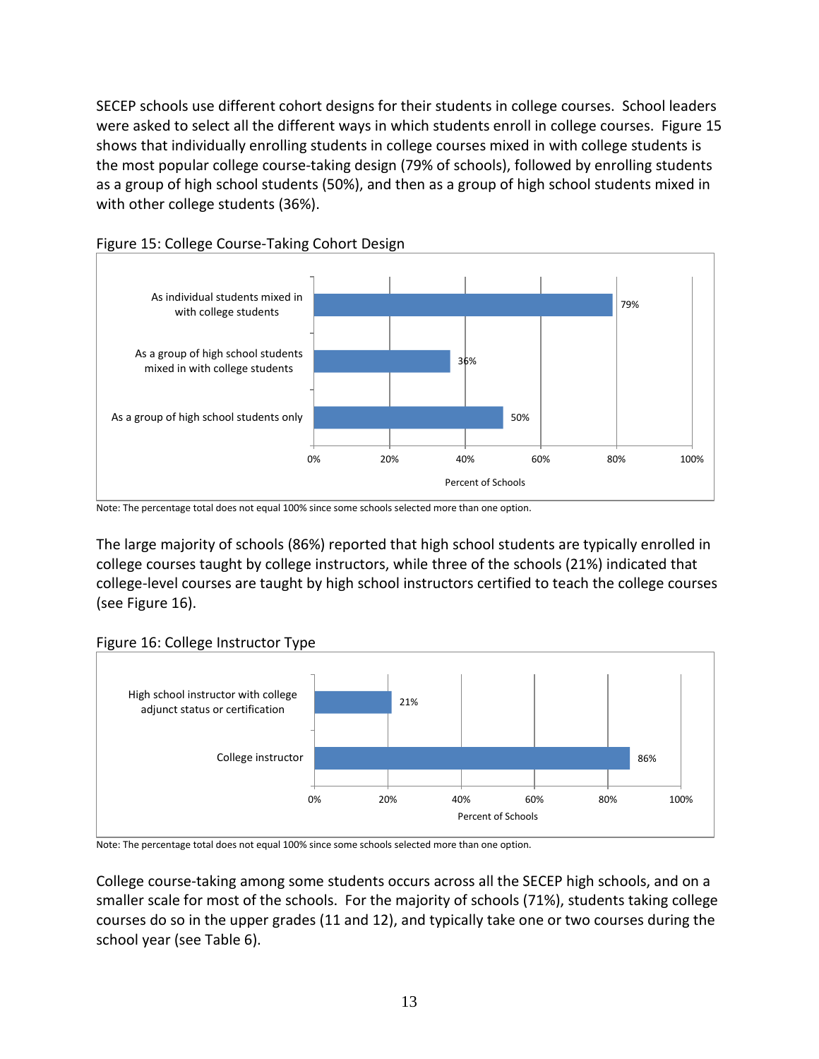SECEP schools use different cohort designs for their students in college courses. School leaders were asked to select all the different ways in which students enroll in college courses. Figure 15 shows that individually enrolling students in college courses mixed in with college students is the most popular college course-taking design (79% of schools), followed by enrolling students as a group of high school students (50%), and then as a group of high school students mixed in with other college students (36%).

Figure 15: College Course-Taking Cohort Design

| Cohort Design | Percent of Schools |
| --- | --- |
| As individual students mixed in with college students | 79% |
| As a group of high school students mixed in with college students | 36% |
| As a group of high school students only | 50% |

Note: The percentage total does not equal 100% since some schools selected more than one option.

The large majority of schools (86%) reported that high school students are typically enrolled in college courses taught by college instructors, while three of the schools (21%) indicated that college-level courses are taught by high school instructors certified to teach the college courses (see Figure 16).

Figure 16: College Instructor Type

| Instructor Type | Percent of Schools |
| --- | --- |
| High school instructor with college adjunct status or certification | 21% |
| College instructor | 86% |

Note: The percentage total does not equal 100% since some schools selected more than one option.

College course-taking among some students occurs across all the SECEP high schools, and on a smaller scale for most of the schools. For the majority of schools (71%), students taking college courses do so in the upper grades (11 and 12), and typically take one or two courses during the school year (see Table 6).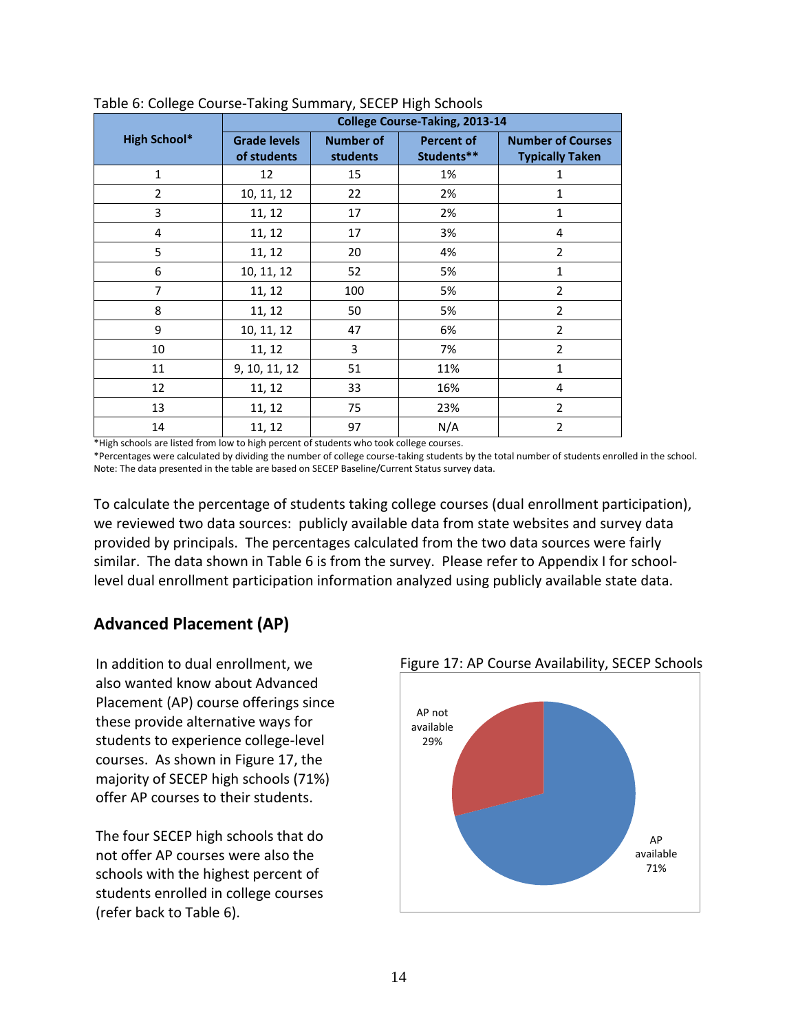Table 6: College Course-Taking Summary, SECEP High Schools

| High School* | College Course-Taking, 2013-14 | | | |
|---|---|---|---|---|
| | Grade levels of students | Number of students | Percent of Students** | Number of Courses Typically Taken |
| 1 | 12 | 15 | 1% | 1 |
| 2 | 10, 11, 12 | 22 | 2% | 1 |
| 3 | 11, 12 | 17 | 2% | 1 |
| 4 | 11, 12 | 17 | 3% | 4 |
| 5 | 11, 12 | 20 | 4% | 2 |
| 6 | 10, 11, 12 | 52 | 5% | 1 |
| 7 | 11, 12 | 100 | 5% | 2 |
| 8 | 11, 12 | 50 | 5% | 2 |
| 9 | 10, 11, 12 | 47 | 6% | 2 |
| 10 | 11, 12 | 3 | 7% | 2 |
| 11 | 9, 10, 11, 12 | 51 | 11% | 1 |
| 12 | 11, 12 | 33 | 16% | 4 |
| 13 | 11, 12 | 75 | 23% | 2 |
| 14 | 11, 12 | 97 | N/A | 2 |

*High schools are listed from low to high percent of students who took college courses.
*Percentages were calculated by dividing the number of college course-taking students by the total number of students enrolled in the school.
Note: The data presented in the table are based on SECEP Baseline/Current Status survey data.

To calculate the percentage of students taking college courses (dual enrollment participation), we reviewed two data sources: publicly available data from state websites and survey data provided by principals. The percentages calculated from the two data sources were fairly similar. The data shown in Table 6 is from the survey. Please refer to Appendix I for school-level dual enrollment participation information analyzed using publicly available state data.

## Advanced Placement (AP)

In addition to dual enrollment, we also wanted know about Advanced Placement (AP) course offerings since these provide alternative ways for students to experience college-level courses. As shown in Figure 17, the majority of SECEP high schools (71%) offer AP courses to their students.

The four SECEP high schools that do not offer AP courses were also the schools with the highest percent of students enrolled in college courses (refer back to Table 6).

Figure 17: AP Course Availability, SECEP Schools

AP not available 29%

AP available 71%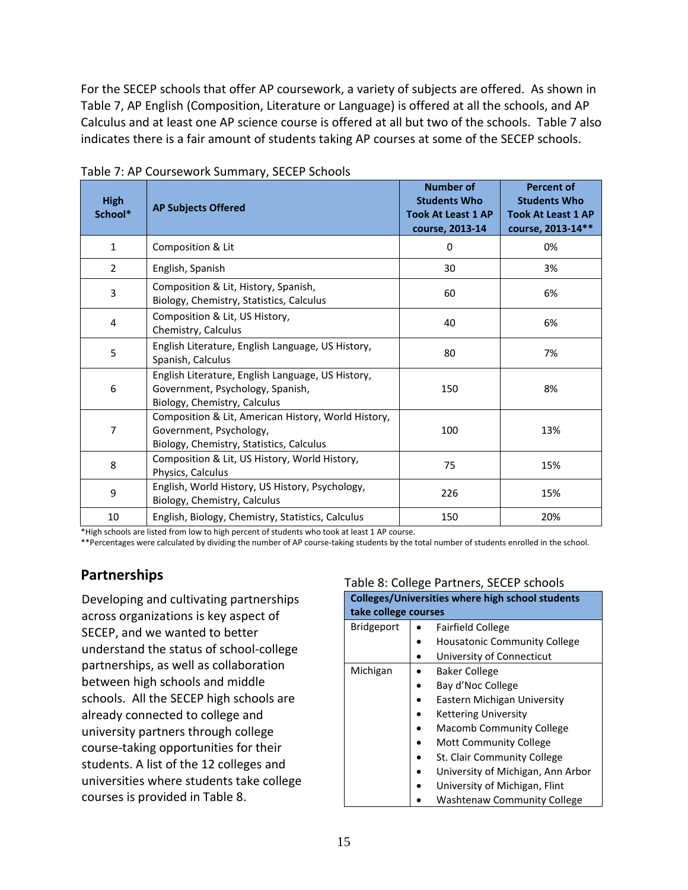For the SECEP schools that offer AP coursework, a variety of subjects are offered. As shown in Table 7, AP English (Composition, Literature or Language) is offered at all the schools, and AP Calculus and at least one AP science course is offered at all but two of the schools. Table 7 also indicates there is a fair amount of students taking AP courses at some of the SECEP schools.

Table 7: AP Coursework Summary, SECEP Schools

| High School* | AP Subjects Offered | Number of Students Who Took At Least 1 AP course, 2013-14 | Percent of Students Who Took At Least 1 AP course, 2013-14** |
|---|---|---|---|
| 1 | Composition & Lit | 0 | 0% |
| 2 | English, Spanish | 30 | 3% |
| 3 | Composition & Lit, History, Spanish, Biology, Chemistry, Statistics, Calculus | 60 | 6% |
| 4 | Composition & Lit, US History, Chemistry, Calculus | 40 | 6% |
| 5 | English Literature, English Language, US History, Spanish, Calculus | 80 | 7% |
| 6 | English Literature, English Language, US History, Government, Psychology, Spanish, Biology, Chemistry, Calculus | 150 | 8% |
| 7 | Composition & Lit, American History, World History, Government, Psychology, Biology, Chemistry, Statistics, Calculus | 100 | 13% |
| 8 | Composition & Lit, US History, World History, Physics, Calculus | 75 | 15% |
| 9 | English, World History, US History, Psychology, Biology, Chemistry, Calculus | 226 | 15% |
| 10 | English, Biology, Chemistry, Statistics, Calculus | 150 | 20% |

*High schools are listed from low to high percent of students who took at least 1 AP course.
**Percentages were calculated by dividing the number of AP course-taking students by the total number of students enrolled in the school.

## Partnerships

Developing and cultivating partnerships across organizations is key aspect of SECEP, and we wanted to better understand the status of school-college partnerships, as well as collaboration between high schools and middle schools. All the SECEP high schools are already connected to college and university partners through college course-taking opportunities for their students. A list of the 12 colleges and universities where students take college courses is provided in Table 8.

Table 8: College Partners, SECEP schools

| Colleges/Universities where high school students take college courses | |
|---|---|
| Bridgeport | • Fairfield College<br>• Housatonic Community College<br>• University of Connecticut |
| Michigan | • Baker College<br>• Bay d'Noc College<br>• Eastern Michigan University<br>• Kettering University<br>• Macomb Community College<br>• Mott Community College<br>• St. Clair Community College<br>• University of Michigan, Ann Arbor<br>• University of Michigan, Flint<br>• Washtenaw Community College |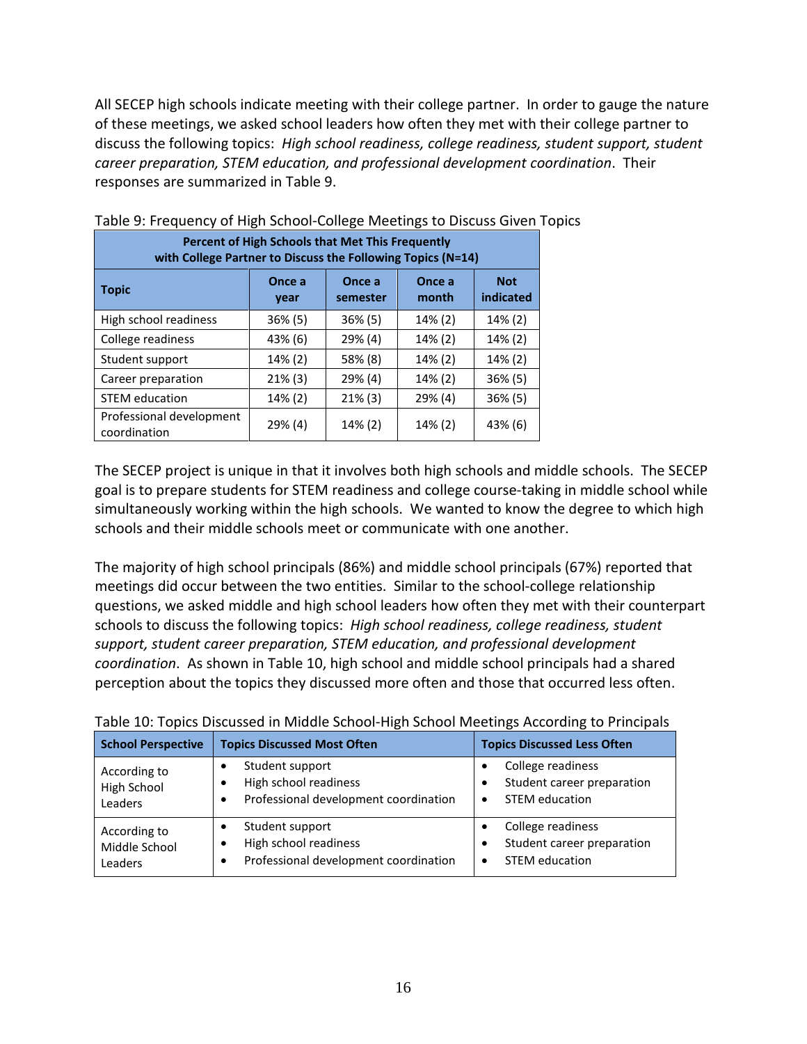All SECEP high schools indicate meeting with their college partner. In order to gauge the nature of these meetings, we asked school leaders how often they met with their college partner to discuss the following topics: *High school readiness, college readiness, student support, student career preparation, STEM education, and professional development coordination*. Their responses are summarized in Table 9.

Table 9: Frequency of High School-College Meetings to Discuss Given Topics

| Percent of High Schools that Met This Frequently with College Partner to Discuss the Following Topics (N=14) | | | | |
|---|---|---|---|---|
| **Topic** | **Once a year** | **Once a semester** | **Once a month** | **Not indicated** |
| High school readiness | 36% (5) | 36% (5) | 14% (2) | 14% (2) |
| College readiness | 43% (6) | 29% (4) | 14% (2) | 14% (2) |
| Student support | 14% (2) | 58% (8) | 14% (2) | 14% (2) |
| Career preparation | 21% (3) | 29% (4) | 14% (2) | 36% (5) |
| STEM education | 14% (2) | 21% (3) | 29% (4) | 36% (5) |
| Professional development coordination | 29% (4) | 14% (2) | 14% (2) | 43% (6) |

The SECEP project is unique in that it involves both high schools and middle schools. The SECEP goal is to prepare students for STEM readiness and college course-taking in middle school while simultaneously working within the high schools. We wanted to know the degree to which high schools and their middle schools meet or communicate with one another.

The majority of high school principals (86%) and middle school principals (67%) reported that meetings did occur between the two entities. Similar to the school-college relationship questions, we asked middle and high school leaders how often they met with their counterpart schools to discuss the following topics: *High school readiness, college readiness, student support, student career preparation, STEM education, and professional development coordination*. As shown in Table 10, high school and middle school principals had a shared perception about the topics they discussed more often and those that occurred less often.

Table 10: Topics Discussed in Middle School-High School Meetings According to Principals

| School Perspective | Topics Discussed Most Often | Topics Discussed Less Often |
|---|---|---|
| According to High School Leaders | • Student support<br>• High school readiness<br>• Professional development coordination | • College readiness<br>• Student career preparation<br>• STEM education |
| According to Middle School Leaders | • Student support<br>• High school readiness<br>• Professional development coordination | • College readiness<br>• Student career preparation<br>• STEM education |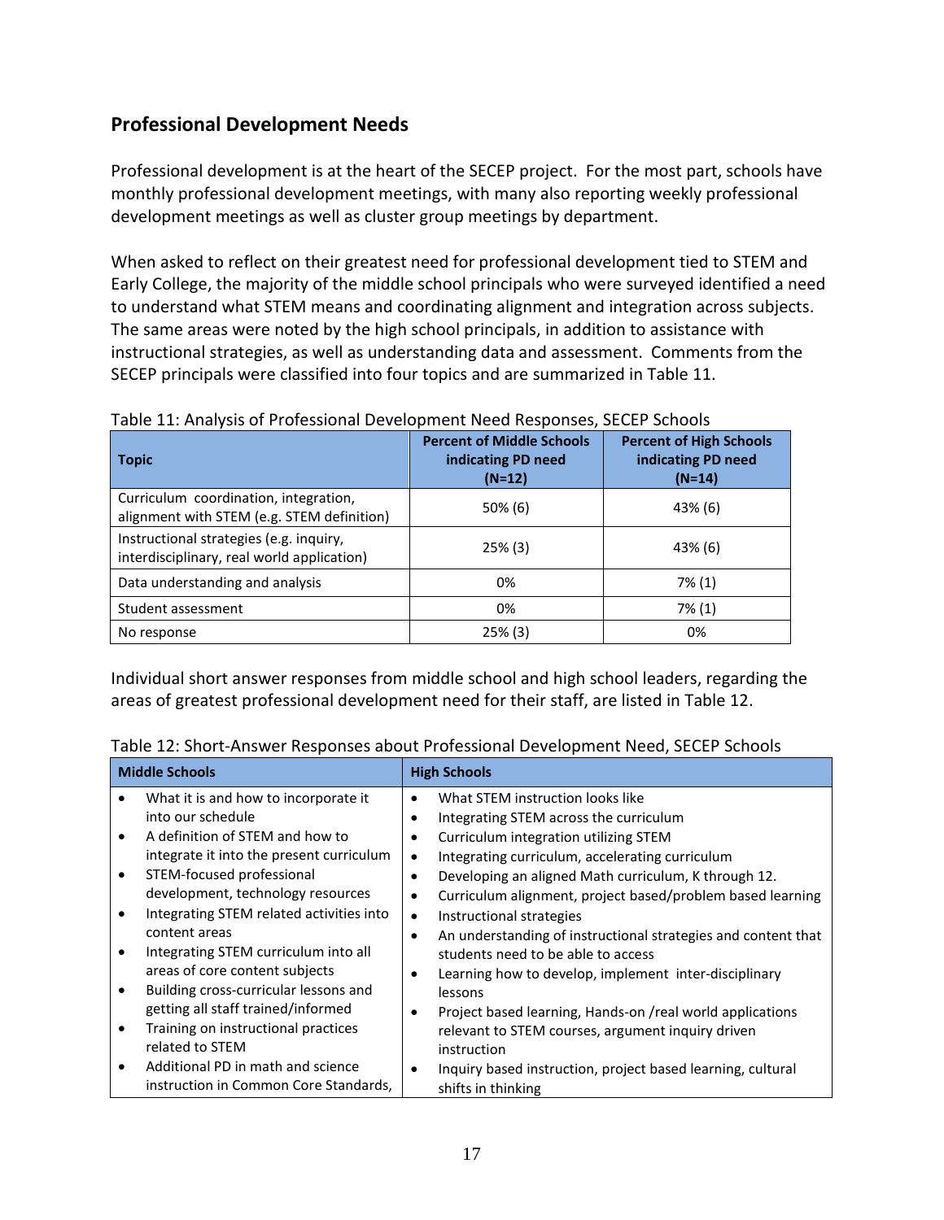## Professional Development Needs

Professional development is at the heart of the SECEP project. For the most part, schools have monthly professional development meetings, with many also reporting weekly professional development meetings as well as cluster group meetings by department.

When asked to reflect on their greatest need for professional development tied to STEM and Early College, the majority of the middle school principals who were surveyed identified a need to understand what STEM means and coordinating alignment and integration across subjects. The same areas were noted by the high school principals, in addition to assistance with instructional strategies, as well as understanding data and assessment. Comments from the SECEP principals were classified into four topics and are summarized in Table 11.

Table 11: Analysis of Professional Development Need Responses, SECEP Schools

| Topic | Percent of Middle Schools indicating PD need (N=12) | Percent of High Schools indicating PD need (N=14) |
|---|---|---|
| Curriculum coordination, integration, alignment with STEM (e.g. STEM definition) | 50% (6) | 43% (6) |
| Instructional strategies (e.g. inquiry, interdisciplinary, real world application) | 25% (3) | 43% (6) |
| Data understanding and analysis | 0% | 7% (1) |
| Student assessment | 0% | 7% (1) |
| No response | 25% (3) | 0% |

Individual short answer responses from middle school and high school leaders, regarding the areas of greatest professional development need for their staff, are listed in Table 12.

Table 12: Short-Answer Responses about Professional Development Need, SECEP Schools

| Middle Schools | High Schools |
|---|---|
| • What it is and how to incorporate it into our schedule<br>• A definition of STEM and how to integrate it into the present curriculum<br>• STEM-focused professional development, technology resources<br>• Integrating STEM related activities into content areas<br>• Integrating STEM curriculum into all areas of core content subjects<br>• Building cross-curricular lessons and getting all staff trained/informed<br>• Training on instructional practices related to STEM<br>• Additional PD in math and science instruction in Common Core Standards, | • What STEM instruction looks like<br>• Integrating STEM across the curriculum<br>• Curriculum integration utilizing STEM<br>• Integrating curriculum, accelerating curriculum<br>• Developing an aligned Math curriculum, K through 12.<br>• Curriculum alignment, project based/problem based learning<br>• Instructional strategies<br>• An understanding of instructional strategies and content that students need to be able to access<br>• Learning how to develop, implement inter-disciplinary lessons<br>• Project based learning, Hands-on /real world applications relevant to STEM courses, argument inquiry driven instruction<br>• Inquiry based instruction, project based learning, cultural shifts in thinking |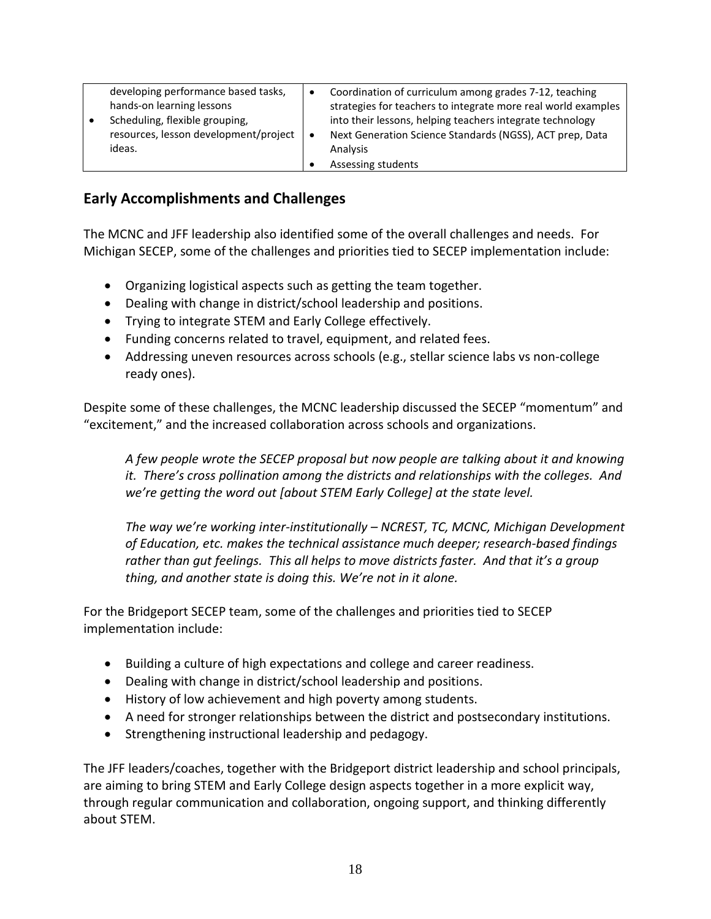| | |
|---|---|
| developing performance based tasks, hands-on learning lessons<br>• Scheduling, flexible grouping, resources, lesson development/project ideas. | • Coordination of curriculum among grades 7-12, teaching strategies for teachers to integrate more real world examples into their lessons, helping teachers integrate technology<br>• Next Generation Science Standards (NGSS), ACT prep, Data Analysis<br>• Assessing students |

## Early Accomplishments and Challenges

The MCNC and JFF leadership also identified some of the overall challenges and needs. For Michigan SECEP, some of the challenges and priorities tied to SECEP implementation include:

- Organizing logistical aspects such as getting the team together.
- Dealing with change in district/school leadership and positions.
- Trying to integrate STEM and Early College effectively.
- Funding concerns related to travel, equipment, and related fees.
- Addressing uneven resources across schools (e.g., stellar science labs vs non-college ready ones).

Despite some of these challenges, the MCNC leadership discussed the SECEP "momentum" and "excitement," and the increased collaboration across schools and organizations.

> *A few people wrote the SECEP proposal but now people are talking about it and knowing it. There's cross pollination among the districts and relationships with the colleges. And we're getting the word out [about STEM Early College] at the state level.*
>
> *The way we're working inter-institutionally – NCREST, TC, MCNC, Michigan Development of Education, etc. makes the technical assistance much deeper; research-based findings rather than gut feelings. This all helps to move districts faster. And that it's a group thing, and another state is doing this. We're not in it alone.*

For the Bridgeport SECEP team, some of the challenges and priorities tied to SECEP implementation include:

- Building a culture of high expectations and college and career readiness.
- Dealing with change in district/school leadership and positions.
- History of low achievement and high poverty among students.
- A need for stronger relationships between the district and postsecondary institutions.
- Strengthening instructional leadership and pedagogy.

The JFF leaders/coaches, together with the Bridgeport district leadership and school principals, are aiming to bring STEM and Early College design aspects together in a more explicit way, through regular communication and collaboration, ongoing support, and thinking differently about STEM.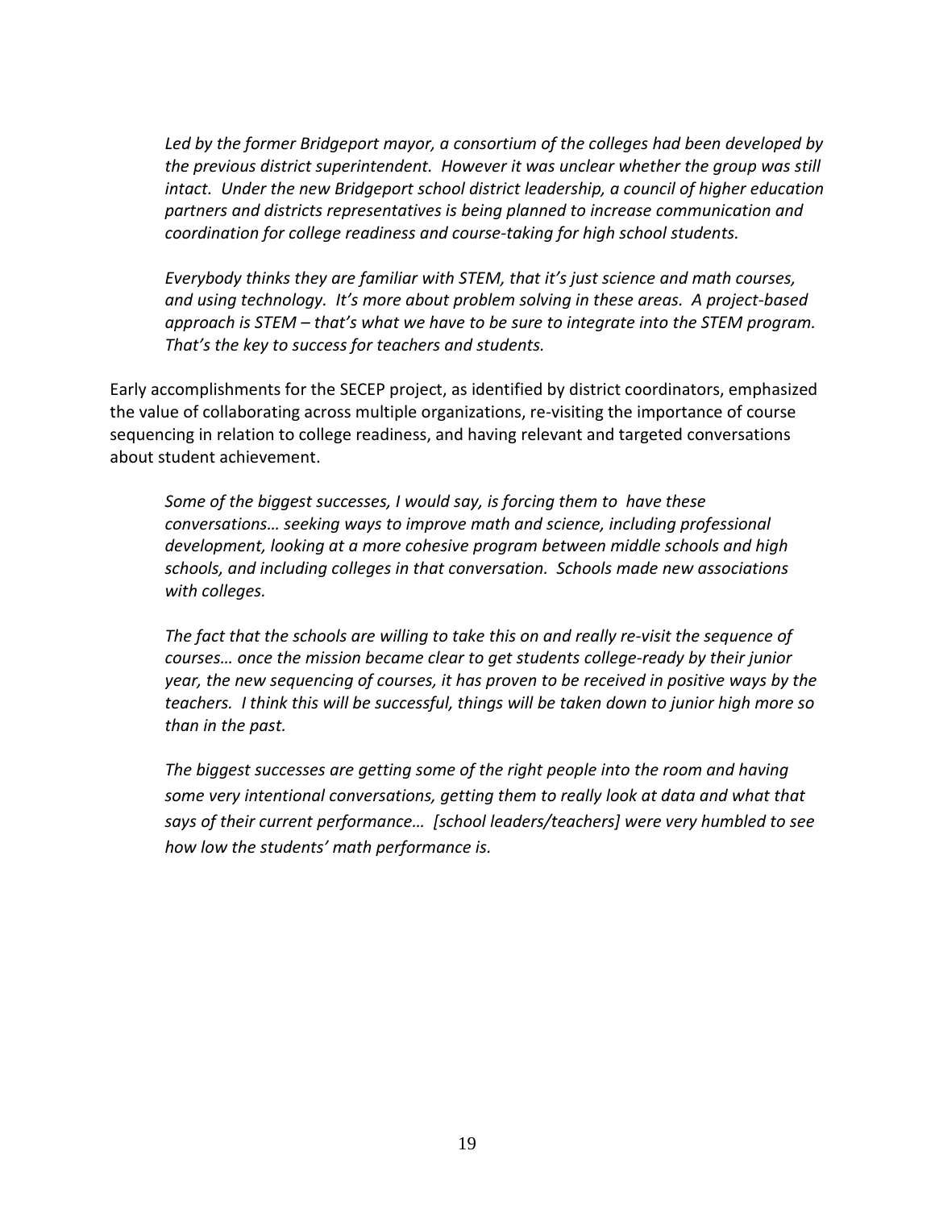*Led by the former Bridgeport mayor, a consortium of the colleges had been developed by the previous district superintendent. However it was unclear whether the group was still intact. Under the new Bridgeport school district leadership, a council of higher education partners and districts representatives is being planned to increase communication and coordination for college readiness and course-taking for high school students.*

*Everybody thinks they are familiar with STEM, that it's just science and math courses, and using technology. It's more about problem solving in these areas. A project-based approach is STEM – that's what we have to be sure to integrate into the STEM program. That's the key to success for teachers and students.*

Early accomplishments for the SECEP project, as identified by district coordinators, emphasized the value of collaborating across multiple organizations, re-visiting the importance of course sequencing in relation to college readiness, and having relevant and targeted conversations about student achievement.

*Some of the biggest successes, I would say, is forcing them to have these conversations… seeking ways to improve math and science, including professional development, looking at a more cohesive program between middle schools and high schools, and including colleges in that conversation. Schools made new associations with colleges.*

*The fact that the schools are willing to take this on and really re-visit the sequence of courses… once the mission became clear to get students college-ready by their junior year, the new sequencing of courses, it has proven to be received in positive ways by the teachers. I think this will be successful, things will be taken down to junior high more so than in the past.*

*The biggest successes are getting some of the right people into the room and having some very intentional conversations, getting them to really look at data and what that says of their current performance… [school leaders/teachers] were very humbled to see how low the students' math performance is.*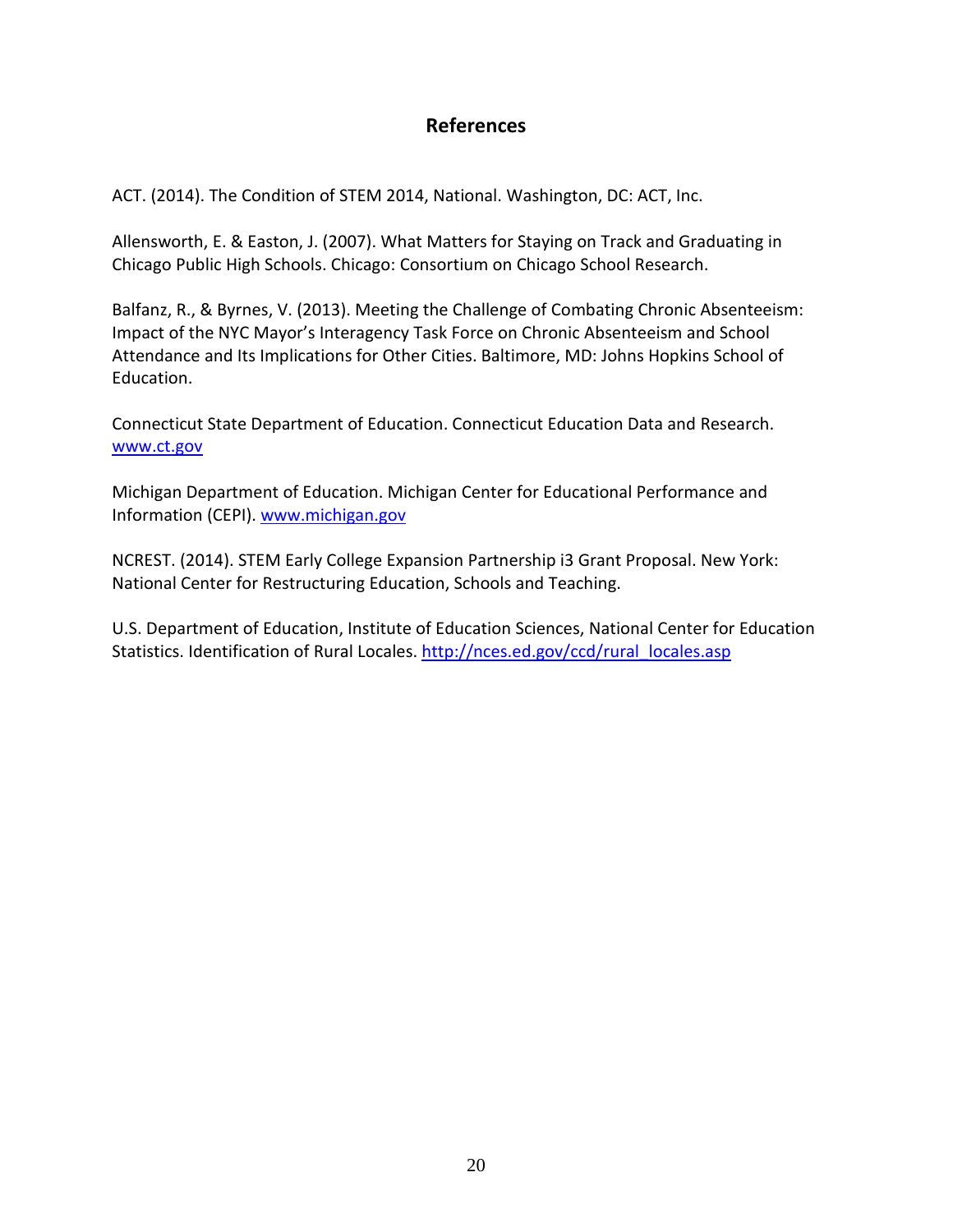## References

ACT. (2014). The Condition of STEM 2014, National. Washington, DC: ACT, Inc.

Allensworth, E. & Easton, J. (2007). What Matters for Staying on Track and Graduating in Chicago Public High Schools. Chicago: Consortium on Chicago School Research.

Balfanz, R., & Byrnes, V. (2013). Meeting the Challenge of Combating Chronic Absenteeism: Impact of the NYC Mayor's Interagency Task Force on Chronic Absenteeism and School Attendance and Its Implications for Other Cities. Baltimore, MD: Johns Hopkins School of Education.

Connecticut State Department of Education. Connecticut Education Data and Research. [www.ct.gov](www.ct.gov)

Michigan Department of Education. Michigan Center for Educational Performance and Information (CEPI). [www.michigan.gov](www.michigan.gov)

NCREST. (2014). STEM Early College Expansion Partnership i3 Grant Proposal. New York: National Center for Restructuring Education, Schools and Teaching.

U.S. Department of Education, Institute of Education Sciences, National Center for Education Statistics. Identification of Rural Locales. [http://nces.ed.gov/ccd/rural_locales.asp](http://nces.ed.gov/ccd/rural_locales.asp)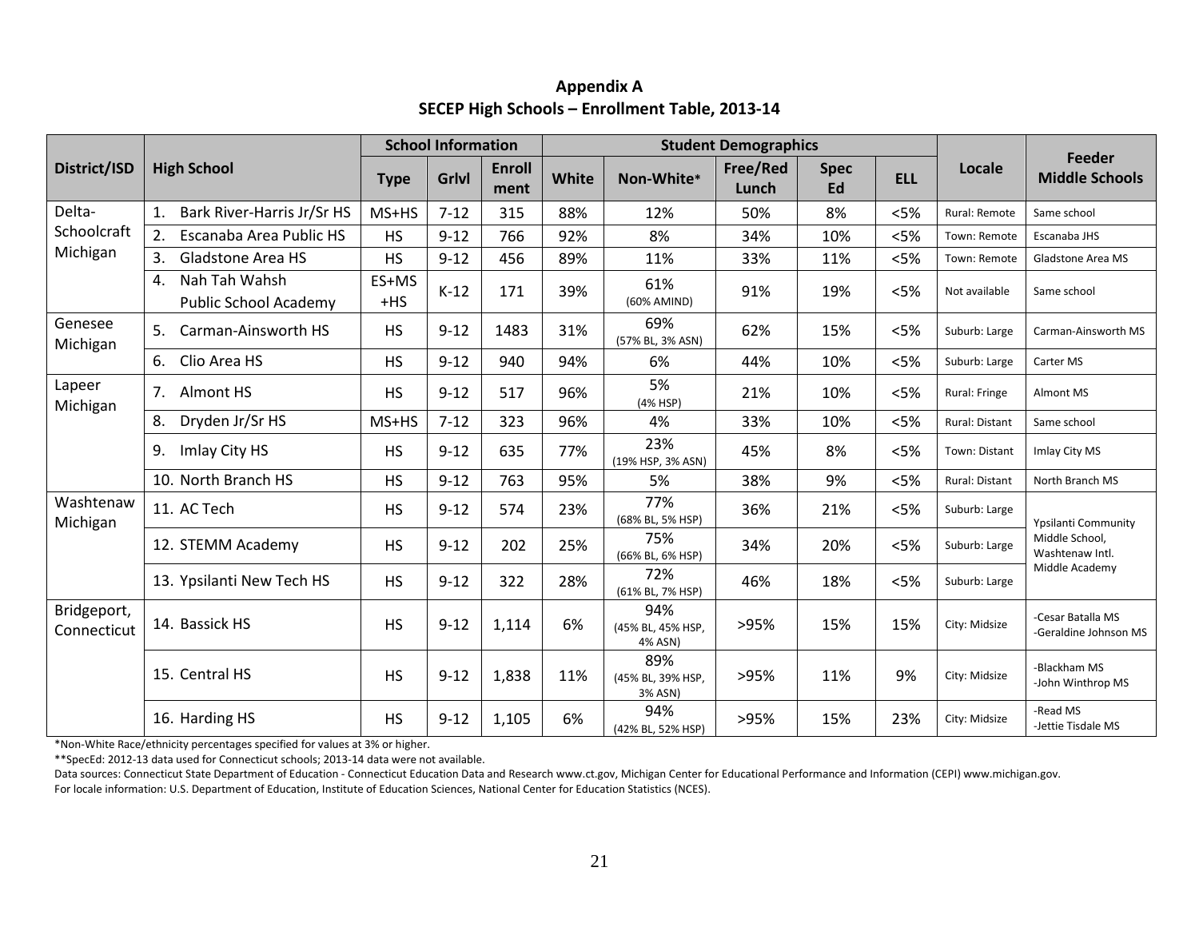**Appendix A**

**SECEP High Schools – Enrollment Table, 2013-14**

| District/ISD | High School | School Information | | | Student Demographics | | | | | Locale | Feeder Middle Schools |
|---|---|---|---|---|---|---|---|---|---|---|---|
| | | Type | Grlvl | Enrollment | White | Non-White* | Free/Red Lunch | Spec Ed | ELL | | |
| Delta-Schoolcraft Michigan | 1. Bark River-Harris Jr/Sr HS | MS+HS | 7-12 | 315 | 88% | 12% | 50% | 8% | <5% | Rural: Remote | Same school |
| | 2. Escanaba Area Public HS | HS | 9-12 | 766 | 92% | 8% | 34% | 10% | <5% | Town: Remote | Escanaba JHS |
| | 3. Gladstone Area HS | HS | 9-12 | 456 | 89% | 11% | 33% | 11% | <5% | Town: Remote | Gladstone Area MS |
| | 4. Nah Tah Wahsh Public School Academy | ES+MS +HS | K-12 | 171 | 39% | 61% (60% AMIND) | 91% | 19% | <5% | Not available | Same school |
| Genesee Michigan | 5. Carman-Ainsworth HS | HS | 9-12 | 1483 | 31% | 69% (57% BL, 3% ASN) | 62% | 15% | <5% | Suburb: Large | Carman-Ainsworth MS |
| | 6. Clio Area HS | HS | 9-12 | 940 | 94% | 6% | 44% | 10% | <5% | Suburb: Large | Carter MS |
| Lapeer Michigan | 7. Almont HS | HS | 9-12 | 517 | 96% | 5% (4% HSP) | 21% | 10% | <5% | Rural: Fringe | Almont MS |
| | 8. Dryden Jr/Sr HS | MS+HS | 7-12 | 323 | 96% | 4% | 33% | 10% | <5% | Rural: Distant | Same school |
| | 9. Imlay City HS | HS | 9-12 | 635 | 77% | 23% (19% HSP, 3% ASN) | 45% | 8% | <5% | Town: Distant | Imlay City MS |
| | 10. North Branch HS | HS | 9-12 | 763 | 95% | 5% | 38% | 9% | <5% | Rural: Distant | North Branch MS |
| Washtenaw Michigan | 11. AC Tech | HS | 9-12 | 574 | 23% | 77% (68% BL, 5% HSP) | 36% | 21% | <5% | Suburb: Large | Ypsilanti Community Middle School, Washtenaw Intl. Middle Academy |
| | 12. STEMM Academy | HS | 9-12 | 202 | 25% | 75% (66% BL, 6% HSP) | 34% | 20% | <5% | Suburb: Large | |
| | 13. Ypsilanti New Tech HS | HS | 9-12 | 322 | 28% | 72% (61% BL, 7% HSP) | 46% | 18% | <5% | Suburb: Large | |
| Bridgeport, Connecticut | 14. Bassick HS | HS | 9-12 | 1,114 | 6% | 94% (45% BL, 45% HSP, 4% ASN) | >95% | 15% | 15% | City: Midsize | -Cesar Batalla MS -Geraldine Johnson MS |
| | 15. Central HS | HS | 9-12 | 1,838 | 11% | 89% (45% BL, 39% HSP, 3% ASN) | >95% | 11% | 9% | City: Midsize | -Blackham MS -John Winthrop MS |
| | 16. Harding HS | HS | 9-12 | 1,105 | 6% | 94% (42% BL, 52% HSP) | >95% | 15% | 23% | City: Midsize | -Read MS -Jettie Tisdale MS |

*Non-White Race/ethnicity percentages specified for values at 3% or higher.

**SpecEd: 2012-13 data used for Connecticut schools; 2013-14 data were not available.

Data sources: Connecticut State Department of Education - Connecticut Education Data and Research www.ct.gov, Michigan Center for Educational Performance and Information (CEPI) www.michigan.gov.

For locale information: U.S. Department of Education, Institute of Education Sciences, National Center for Education Statistics (NCES).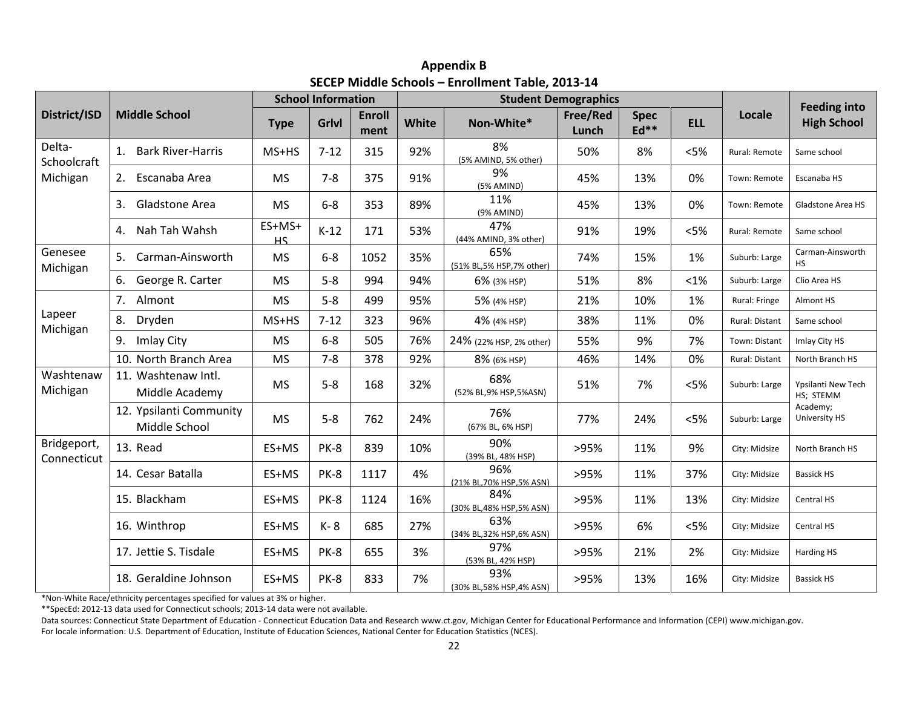## Appendix B

### SECEP Middle Schools – Enrollment Table, 2013-14

| District/ISD | Middle School | School Information | | | Student Demographics | | | | | Locale | Feeding into High School |
|---|---|---|---|---|---|---|---|---|---|---|---|
| | | Type | Grlvl | Enroll ment | White | Non-White* | Free/Red Lunch | Spec Ed** | ELL | | |
| Delta-Schoolcraft Michigan | 1. Bark River-Harris | MS+HS | 7-12 | 315 | 92% | 8% (5% AMIND, 5% other) | 50% | 8% | <5% | Rural: Remote | Same school |
| | 2. Escanaba Area | MS | 7-8 | 375 | 91% | 9% (5% AMIND) | 45% | 13% | 0% | Town: Remote | Escanaba HS |
| | 3. Gladstone Area | MS | 6-8 | 353 | 89% | 11% (9% AMIND) | 45% | 13% | 0% | Town: Remote | Gladstone Area HS |
| | 4. Nah Tah Wahsh | ES+MS+ HS | K-12 | 171 | 53% | 47% (44% AMIND, 3% other) | 91% | 19% | <5% | Rural: Remote | Same school |
| Genesee Michigan | 5. Carman-Ainsworth | MS | 6-8 | 1052 | 35% | 65% (51% BL,5% HSP,7% other) | 74% | 15% | 1% | Suburb: Large | Carman-Ainsworth HS |
| | 6. George R. Carter | MS | 5-8 | 994 | 94% | 6% (3% HSP) | 51% | 8% | <1% | Suburb: Large | Clio Area HS |
| Lapeer Michigan | 7. Almont | MS | 5-8 | 499 | 95% | 5% (4% HSP) | 21% | 10% | 1% | Rural: Fringe | Almont HS |
| | 8. Dryden | MS+HS | 7-12 | 323 | 96% | 4% (4% HSP) | 38% | 11% | 0% | Rural: Distant | Same school |
| | 9. Imlay City | MS | 6-8 | 505 | 76% | 24% (22% HSP, 2% other) | 55% | 9% | 7% | Town: Distant | Imlay City HS |
| | 10. North Branch Area | MS | 7-8 | 378 | 92% | 8% (6% HSP) | 46% | 14% | 0% | Rural: Distant | North Branch HS |
| Washtenaw Michigan | 11. Washtenaw Intl. Middle Academy | MS | 5-8 | 168 | 32% | 68% (52% BL,9% HSP,5%ASN) | 51% | 7% | <5% | Suburb: Large | Ypsilanti New Tech HS; STEMM Academy; University HS |
| | 12. Ypsilanti Community Middle School | MS | 5-8 | 762 | 24% | 76% (67% BL, 6% HSP) | 77% | 24% | <5% | Suburb: Large | |
| Bridgeport, Connecticut | 13. Read | ES+MS | PK-8 | 839 | 10% | 90% (39% BL, 48% HSP) | >95% | 11% | 9% | City: Midsize | North Branch HS |
| | 14. Cesar Batalla | ES+MS | PK-8 | 1117 | 4% | 96% (21% BL,70% HSP,5% ASN) | >95% | 11% | 37% | City: Midsize | Bassick HS |
| | 15. Blackham | ES+MS | PK-8 | 1124 | 16% | 84% (30% BL,48% HSP,5% ASN) | >95% | 11% | 13% | City: Midsize | Central HS |
| | 16. Winthrop | ES+MS | K- 8 | 685 | 27% | 63% (34% BL,32% HSP,6% ASN) | >95% | 6% | <5% | City: Midsize | Central HS |
| | 17. Jettie S. Tisdale | ES+MS | PK-8 | 655 | 3% | 97% (53% BL, 42% HSP) | >95% | 21% | 2% | City: Midsize | Harding HS |
| | 18. Geraldine Johnson | ES+MS | PK-8 | 833 | 7% | 93% (30% BL,58% HSP,4% ASN) | >95% | 13% | 16% | City: Midsize | Bassick HS |

*Non-White Race/ethnicity percentages specified for values at 3% or higher.

**SpecEd: 2012-13 data used for Connecticut schools; 2013-14 data were not available.

Data sources: Connecticut State Department of Education - Connecticut Education Data and Research www.ct.gov, Michigan Center for Educational Performance and Information (CEPI) www.michigan.gov.

For locale information: U.S. Department of Education, Institute of Education Sciences, National Center for Education Statistics (NCES).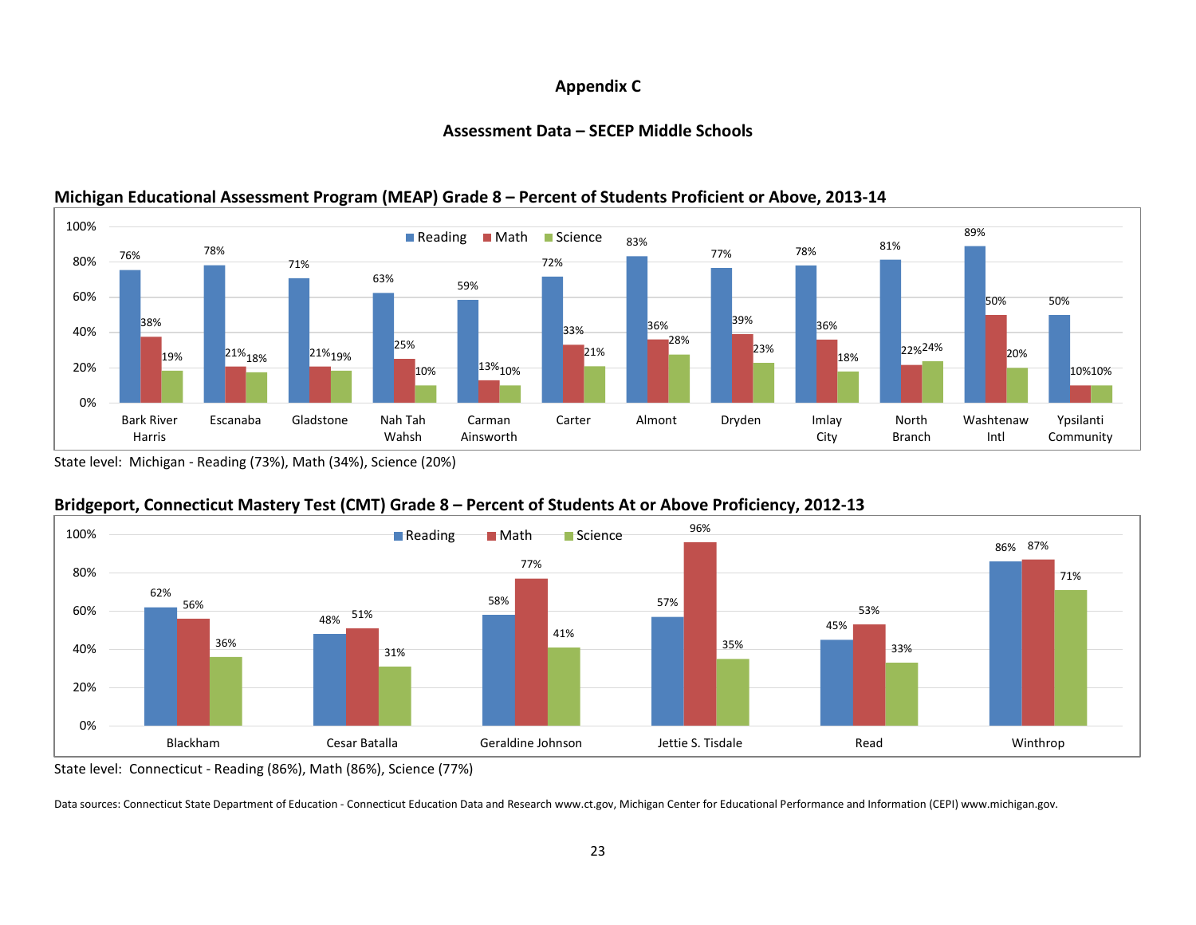# Appendix C

## Assessment Data – SECEP Middle Schools

### Michigan Educational Assessment Program (MEAP) Grade 8 – Percent of Students Proficient or Above, 2013-14

| School | Reading | Math | Science |
|---|---|---|---|
| Bark River Harris | 76% | 38% | 19% |
| Escanaba | 78% | 21% | 18% |
| Gladstone | 71% | 21% | 19% |
| Nah Tah Wahsh | 63% | 25% | 10% |
| Carman Ainsworth | 59% | 13% | 10% |
| Carter | 72% | 33% | 21% |
| Almont | 83% | 36% | 28% |
| Dryden | 77% | 39% | 23% |
| Imlay City | 78% | 36% | 18% |
| North Branch | 81% | 22% | 24% |
| Washtenaw Intl | 89% | 50% | 20% |
| Ypsilanti Community | 50% | 10% | 10% |

State level: Michigan - Reading (73%), Math (34%), Science (20%)

### Bridgeport, Connecticut Mastery Test (CMT) Grade 8 – Percent of Students At or Above Proficiency, 2012-13

| School | Reading | Math | Science |
|---|---|---|---|
| Blackham | 62% | 56% | 36% |
| Cesar Batalla | 48% | 51% | 31% |
| Geraldine Johnson | 58% | 77% | 41% |
| Jettie S. Tisdale | 57% | 96% | 35% |
| Read | 45% | 53% | 33% |
| Winthrop | 86% | 87% | 71% |

State level: Connecticut - Reading (86%), Math (86%), Science (77%)

Data sources: Connecticut State Department of Education - Connecticut Education Data and Research www.ct.gov, Michigan Center for Educational Performance and Information (CEPI) www.michigan.gov.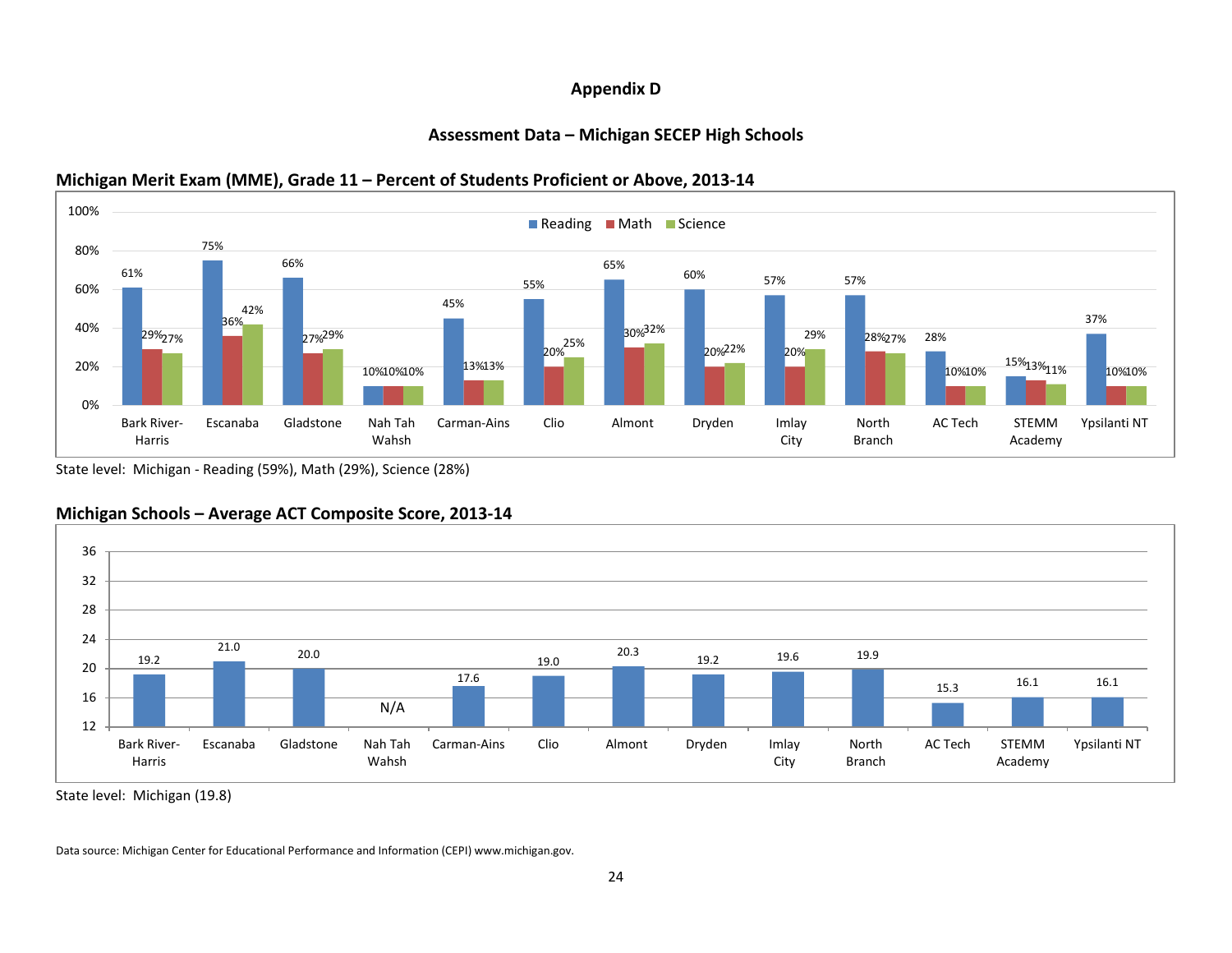# Appendix D

## Assessment Data – Michigan SECEP High Schools

### Michigan Merit Exam (MME), Grade 11 – Percent of Students Proficient or Above, 2013-14

| School | Reading | Math | Science |
|---|---|---|---|
| Bark River-Harris | 61% | 29% | 27% |
| Escanaba | 75% | 36% | 42% |
| Gladstone | 66% | 27% | 29% |
| Nah Tah Wahsh | 10% | 10% | 10% |
| Carman-Ains | 45% | 13% | 13% |
| Clio | 55% | 20% | 25% |
| Almont | 65% | 30% | 32% |
| Dryden | 60% | 20% | 22% |
| Imlay City | 57% | 20% | 29% |
| North Branch | 57% | 28% | 27% |
| AC Tech | 28% | 10% | 10% |
| STEMM Academy | 15% | 13% | 11% |
| Ypsilanti NT | 37% | 10% | 10% |

State level: Michigan - Reading (59%), Math (29%), Science (28%)

### Michigan Schools – Average ACT Composite Score, 2013-14

| School | Average ACT Composite Score |
|---|---|
| Bark River-Harris | 19.2 |
| Escanaba | 21.0 |
| Gladstone | 20.0 |
| Nah Tah Wahsh | N/A |
| Carman-Ains | 17.6 |
| Clio | 19.0 |
| Almont | 20.3 |
| Dryden | 19.2 |
| Imlay City | 19.6 |
| North Branch | 19.9 |
| AC Tech | 15.3 |
| STEMM Academy | 16.1 |
| Ypsilanti NT | 16.1 |

State level: Michigan (19.8)

Data source: Michigan Center for Educational Performance and Information (CEPI) www.michigan.gov.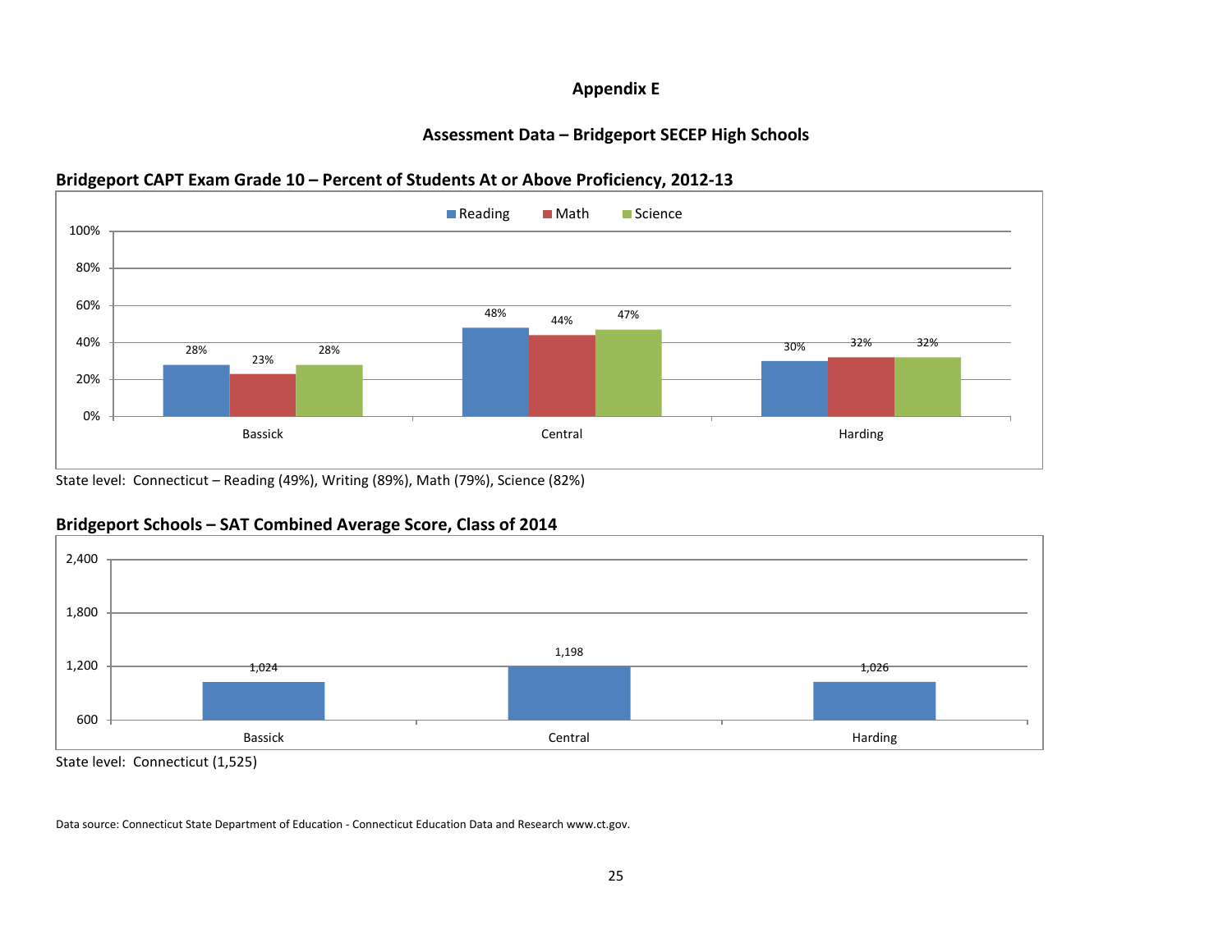# Appendix E

## Assessment Data – Bridgeport SECEP High Schools

### Bridgeport CAPT Exam Grade 10 – Percent of Students At or Above Proficiency, 2012-13

| School | Reading | Math | Science |
|---|---|---|---|
| Bassick | 28% | 23% | 28% |
| Central | 48% | 44% | 47% |
| Harding | 30% | 32% | 32% |

State level: Connecticut – Reading (49%), Writing (89%), Math (79%), Science (82%)

### Bridgeport Schools – SAT Combined Average Score, Class of 2014

| School | SAT Combined Average Score |
|---|---|
| Bassick | 1,024 |
| Central | 1,198 |
| Harding | 1,026 |

State level: Connecticut (1,525)

Data source: Connecticut State Department of Education - Connecticut Education Data and Research www.ct.gov.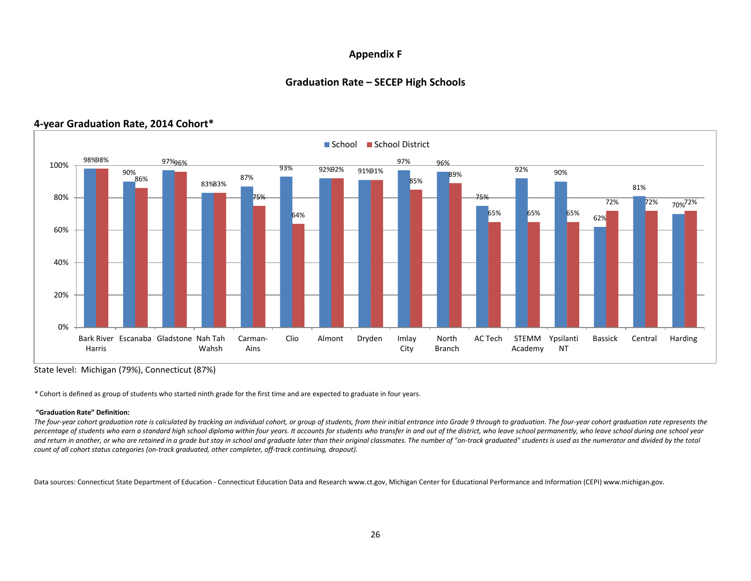# Appendix F

## Graduation Rate – SECEP High Schools

### 4-year Graduation Rate, 2014 Cohort*

| | School | School District |
|---|---|---|
| Bark River Harris | 98% | 98% |
| Escanaba | 90% | 86% |
| Gladstone | 97% | 96% |
| Nah Tah Wahsh | 83% | 83% |
| Carman-Ains | 87% | 75% |
| Clio | 93% | 64% |
| Almont | 92% | 92% |
| Dryden | 91% | 91% |
| Imlay City | 97% | 85% |
| North Branch | 96% | 89% |
| AC Tech | 75% | 65% |
| STEMM Academy | 92% | 65% |
| Ypsilanti NT | 90% | 65% |
| Bassick | 62% | 72% |
| Central | 81% | 72% |
| Harding | 70% | 72% |

State level: Michigan (79%), Connecticut (87%)

*\* Cohort is defined as group of students who started ninth grade for the first time and are expected to graduate in four years.*

**"Graduation Rate" Definition:**

*The four-year cohort graduation rate is calculated by tracking an individual cohort, or group of students, from their initial entrance into Grade 9 through to graduation. The four-year cohort graduation rate represents the percentage of students who earn a standard high school diploma within four years. It accounts for students who transfer in and out of the district, who leave school permanently, who leave school during one school year and return in another, or who are retained in a grade but stay in school and graduate later than their original classmates. The number of "on-track graduated" students is used as the numerator and divided by the total count of all cohort status categories (on-track graduated, other completer, off-track continuing, dropout).*

Data sources: Connecticut State Department of Education - Connecticut Education Data and Research www.ct.gov, Michigan Center for Educational Performance and Information (CEPI) www.michigan.gov.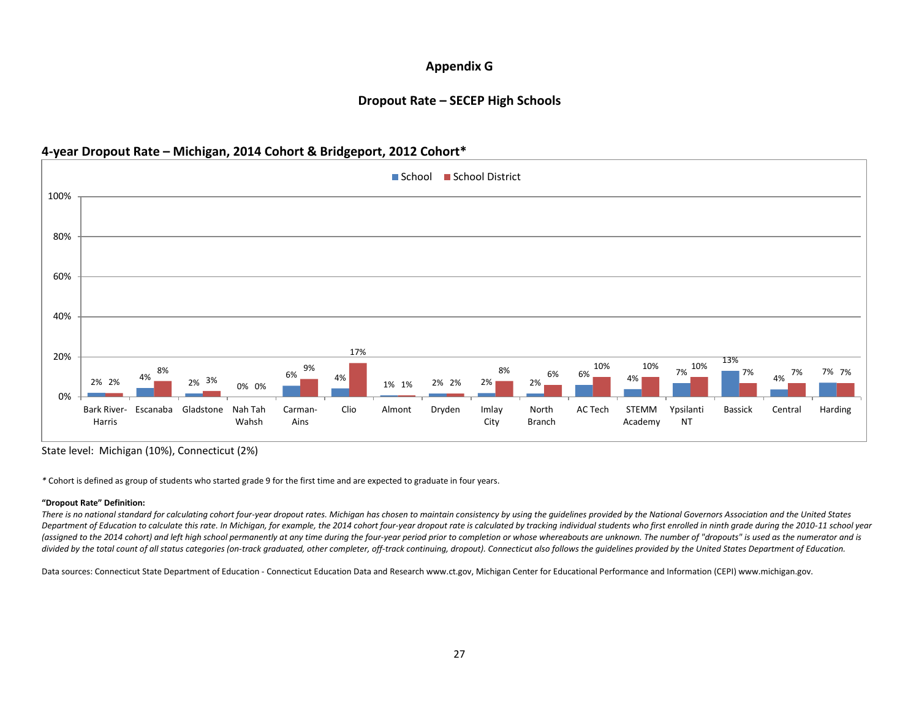# Appendix G

## Dropout Rate – SECEP High Schools

### 4-year Dropout Rate – Michigan, 2014 Cohort & Bridgeport, 2012 Cohort*

| School | School | School District |
|---|---|---|
| Bark River-Harris | 2% | 2% |
| Escanaba | 4% | 8% |
| Gladstone | 2% | 3% |
| Nah Tah Wahsh | 0% | 0% |
| Carman-Ains | 6% | 9% |
| Clio | 4% | 17% |
| Almont | 1% | 1% |
| Dryden | 2% | 2% |
| Imlay City | 2% | 8% |
| North Branch | 2% | 6% |
| AC Tech | 6% | 10% |
| STEMM Academy | 4% | 10% |
| Ypsilanti NT | 7% | 10% |
| Bassick | 13% | 7% |
| Central | 4% | 7% |
| Harding | 7% | 7% |

State level: Michigan (10%), Connecticut (2%)

*Cohort is defined as group of students who started grade 9 for the first time and are expected to graduate in four years.

**"Dropout Rate" Definition:**

*There is no national standard for calculating cohort four-year dropout rates. Michigan has chosen to maintain consistency by using the guidelines provided by the National Governors Association and the United States Department of Education to calculate this rate. In Michigan, for example, the 2014 cohort four-year dropout rate is calculated by tracking individual students who first enrolled in ninth grade during the 2010-11 school year (assigned to the 2014 cohort) and left high school permanently at any time during the four-year period prior to completion or whose whereabouts are unknown. The number of "dropouts" is used as the numerator and is divided by the total count of all status categories (on-track graduated, other completer, off-track continuing, dropout). Connecticut also follows the guidelines provided by the United States Department of Education.*

Data sources: Connecticut State Department of Education - Connecticut Education Data and Research www.ct.gov, Michigan Center for Educational Performance and Information (CEPI) www.michigan.gov.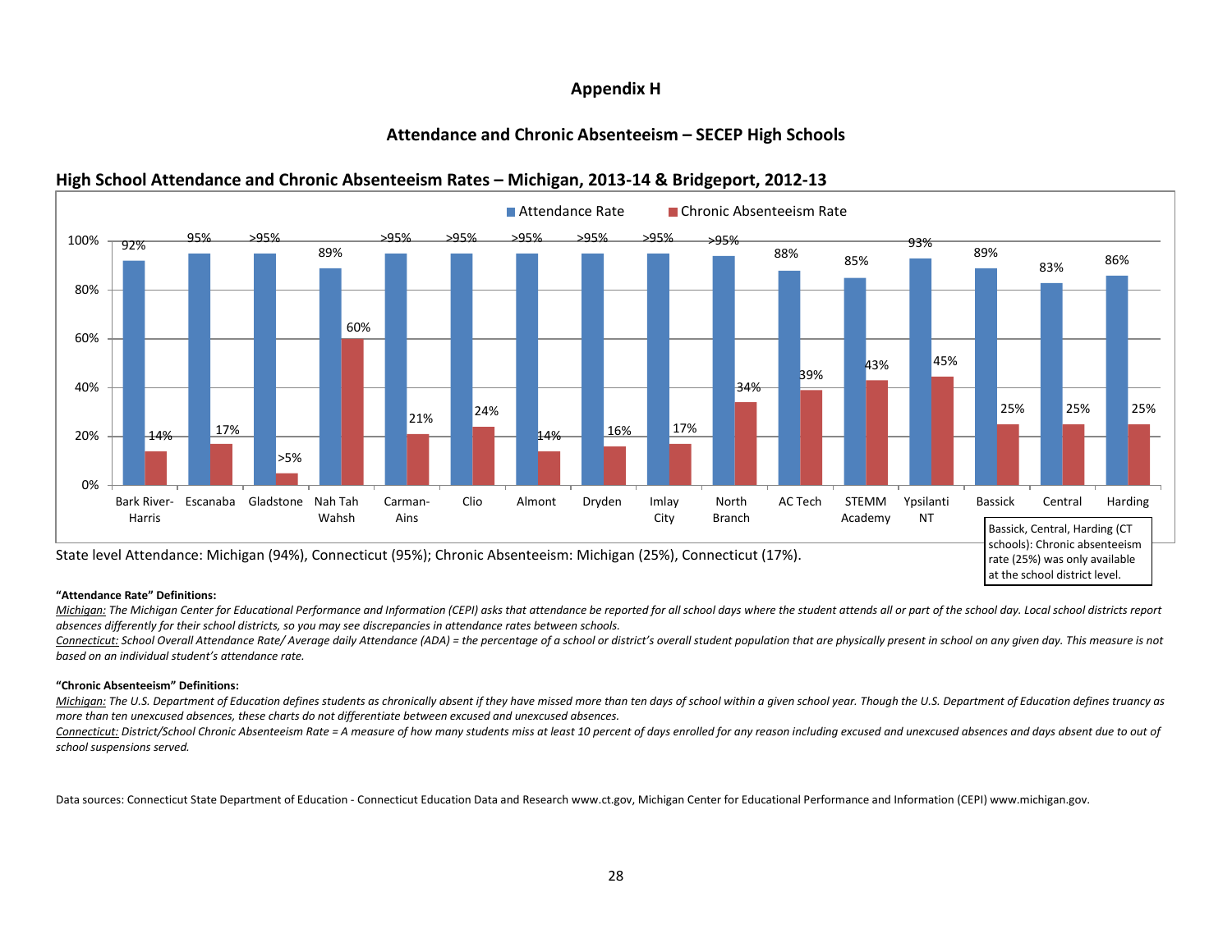# Appendix H

## Attendance and Chronic Absenteeism – SECEP High Schools

### High School Attendance and Chronic Absenteeism Rates – Michigan, 2013-14 & Bridgeport, 2012-13

| School | Attendance Rate | Chronic Absenteeism Rate |
|---|---|---|
| Bark River-Harris | 92% | 14% |
| Escanaba | 95% | 17% |
| Gladstone | >95% | >5% |
| Nah Tah Wahsh | 89% | 60% |
| Carman-Ains | >95% | 21% |
| Clio | >95% | 24% |
| Almont | >95% | 14% |
| Dryden | >95% | 16% |
| Imlay City | >95% | 17% |
| North Branch | >95% | 34% |
| AC Tech | 88% | 39% |
| STEMM Academy | 85% | 43% |
| Ypsilanti NT | 93% | 45% |
| Bassick | 89% | 25% |
| Central | 83% | 25% |
| Harding | 86% | 25% |

Bassick, Central, Harding (CT schools): Chronic absenteeism rate (25%) was only available at the school district level.

State level Attendance: Michigan (94%), Connecticut (95%); Chronic Absenteeism: Michigan (25%), Connecticut (17%).

**"Attendance Rate" Definitions:**

*Michigan: The Michigan Center for Educational Performance and Information (CEPI) asks that attendance be reported for all school days where the student attends all or part of the school day. Local school districts report absences differently for their school districts, so you may see discrepancies in attendance rates between schools.*

*Connecticut: School Overall Attendance Rate/ Average daily Attendance (ADA) = the percentage of a school or district's overall student population that are physically present in school on any given day. This measure is not based on an individual student's attendance rate.*

**"Chronic Absenteeism" Definitions:**

*Michigan: The U.S. Department of Education defines students as chronically absent if they have missed more than ten days of school within a given school year. Though the U.S. Department of Education defines truancy as more than ten unexcused absences, these charts do not differentiate between excused and unexcused absences.*

*Connecticut: District/School Chronic Absenteeism Rate = A measure of how many students miss at least 10 percent of days enrolled for any reason including excused and unexcused absences and days absent due to out of school suspensions served.*

Data sources: Connecticut State Department of Education - Connecticut Education Data and Research www.ct.gov, Michigan Center for Educational Performance and Information (CEPI) www.michigan.gov.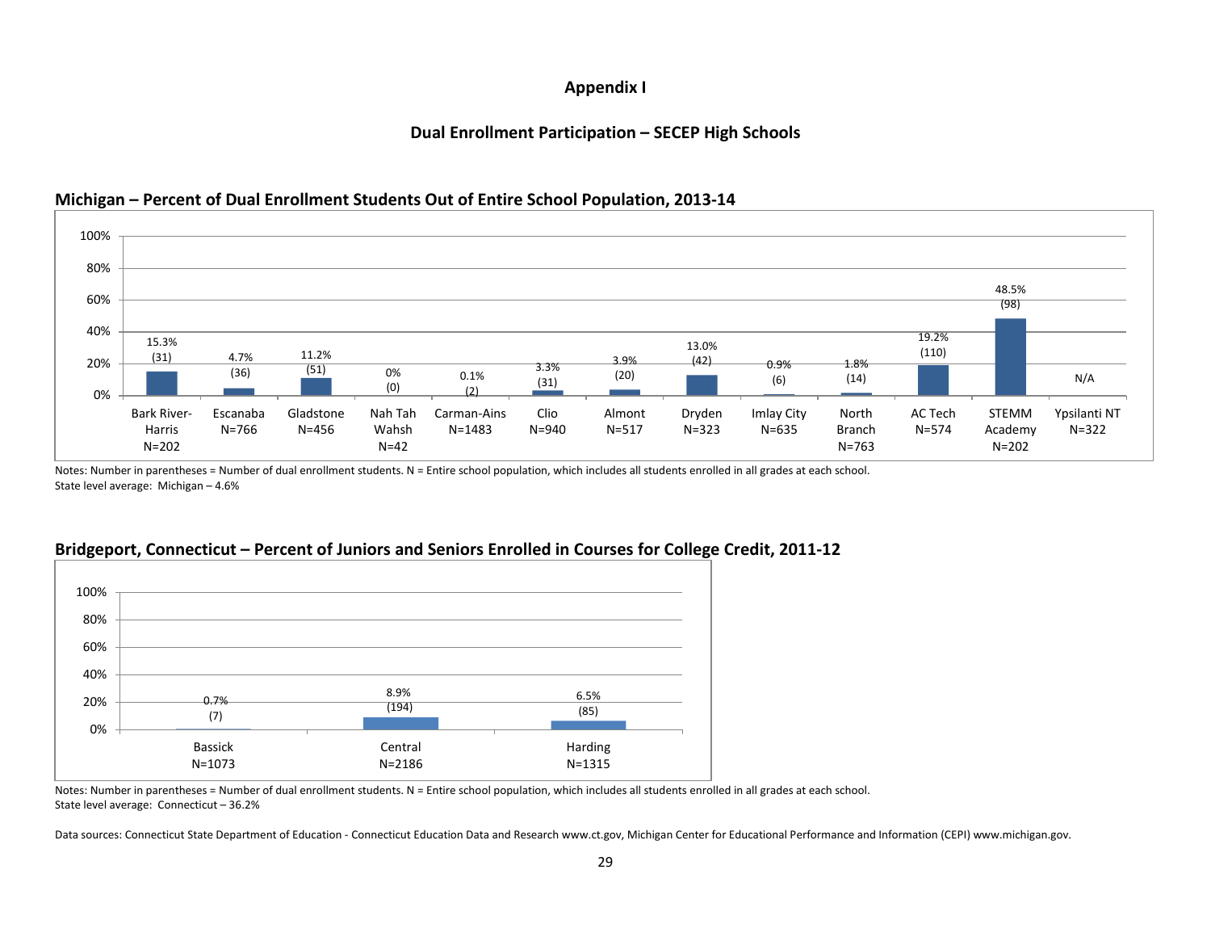# Appendix I

## Dual Enrollment Participation – SECEP High Schools

### Michigan – Percent of Dual Enrollment Students Out of Entire School Population, 2013-14

100%
80%
60%
40%
20%
0%

15.3% (31) Bark River-Harris N=202
4.7% (36) Escanaba N=766
11.2% (51) Gladstone N=456
0% (0) Nah Tah Wahsh N=42
0.1% (2) Carman-Ains N=1483
3.3% (31) Clio N=940
3.9% (20) Almont N=517
13.0% (42) Dryden N=323
0.9% (6) Imlay City N=635
1.8% (14) North Branch N=763
19.2% (110) AC Tech N=574
48.5% (98) STEMM Academy N=202
N/A Ypsilanti NT N=322

Notes: Number in parentheses = Number of dual enrollment students. N = Entire school population, which includes all students enrolled in all grades at each school.
State level average: Michigan – 4.6%

### Bridgeport, Connecticut – Percent of Juniors and Seniors Enrolled in Courses for College Credit, 2011-12

100%
80%
60%
40%
20%
0%

0.7% (7) Bassick N=1073
8.9% (194) Central N=2186
6.5% (85) Harding N=1315

Notes: Number in parentheses = Number of dual enrollment students. N = Entire school population, which includes all students enrolled in all grades at each school.
State level average: Connecticut – 36.2%

Data sources: Connecticut State Department of Education - Connecticut Education Data and Research www.ct.gov, Michigan Center for Educational Performance and Information (CEPI) www.michigan.gov.